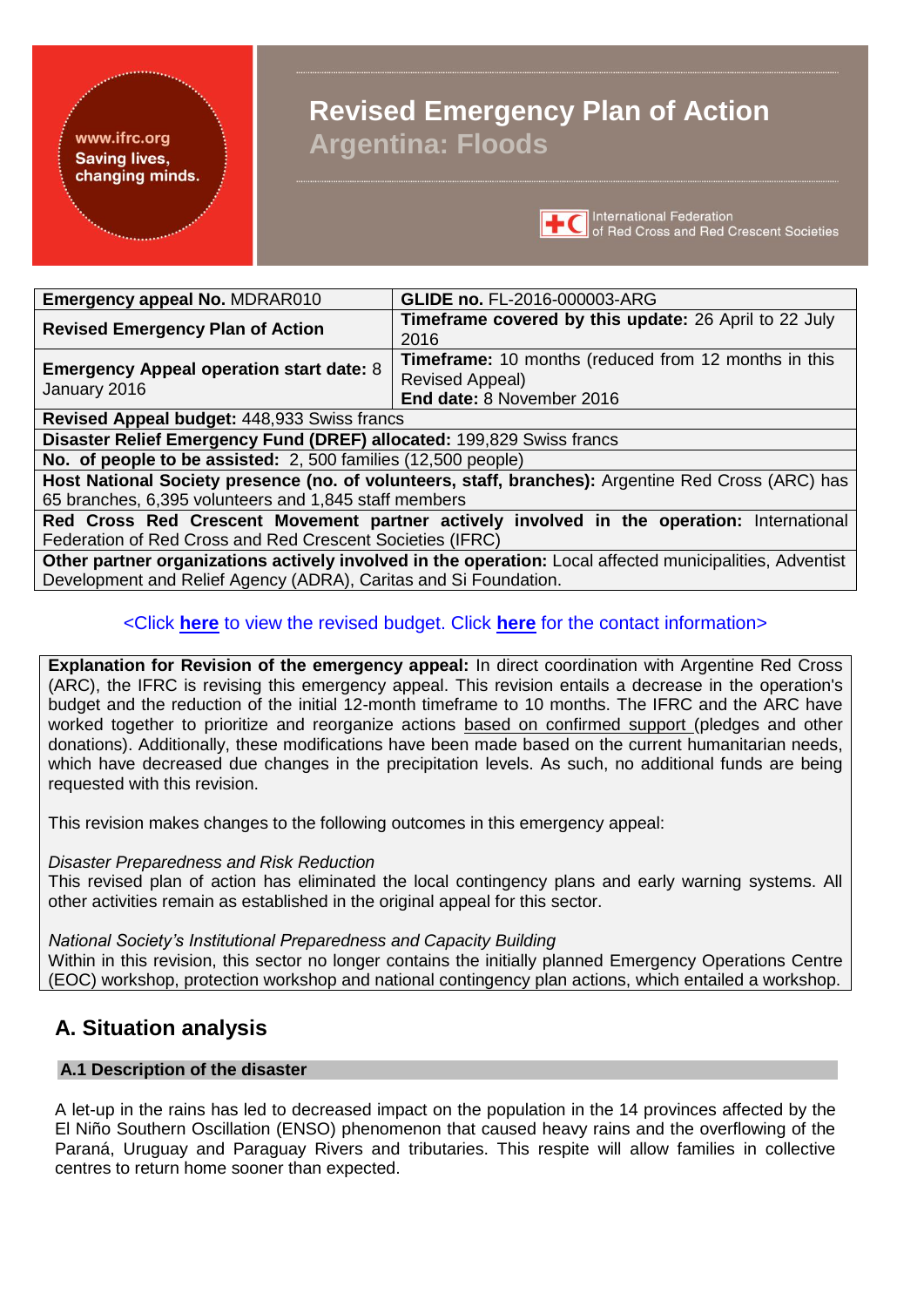# Revised Emergency Plan of Action
## Argentina: Floods

www.ifrc.org
Saving lives, changing minds.

International Federation of Red Cross and Red Crescent Societies

| **Emergency appeal No.** MDRAR010 | **GLIDE no.** FL-2016-000003-ARG |
|---|---|
| **Revised Emergency Plan of Action** | **Timeframe covered by this update:** 26 April to 22 July 2016 |
| **Emergency Appeal operation start date:** 8 January 2016 | **Timeframe:** 10 months (reduced from 12 months in this Revised Appeal)<br>**End date:** 8 November 2016 |
| **Revised Appeal budget:** 448,933 Swiss francs | |
| **Disaster Relief Emergency Fund (DREF) allocated:** 199,829 Swiss francs | |
| **No. of people to be assisted:** 2, 500 families (12,500 people) | |
| **Host National Society presence (no. of volunteers, staff, branches):** Argentine Red Cross (ARC) has 65 branches, 6,395 volunteers and 1,845 staff members | |
| **Red Cross Red Crescent Movement partner actively involved in the operation:** International Federation of Red Cross and Red Crescent Societies (IFRC) | |
| **Other partner organizations actively involved in the operation:** Local affected municipalities, Adventist Development and Relief Agency (ADRA), Caritas and Si Foundation. | |

<Click **here** to view the revised budget. Click **here** for the contact information>

**Explanation for Revision of the emergency appeal:** In direct coordination with Argentine Red Cross (ARC), the IFRC is revising this emergency appeal. This revision entails a decrease in the operation's budget and the reduction of the initial 12-month timeframe to 10 months. The IFRC and the ARC have worked together to prioritize and reorganize actions based on confirmed support (pledges and other donations). Additionally, these modifications have been made based on the current humanitarian needs, which have decreased due changes in the precipitation levels. As such, no additional funds are being requested with this revision.

This revision makes changes to the following outcomes in this emergency appeal:

*Disaster Preparedness and Risk Reduction*
This revised plan of action has eliminated the local contingency plans and early warning systems. All other activities remain as established in the original appeal for this sector.

*National Society's Institutional Preparedness and Capacity Building*
Within in this revision, this sector no longer contains the initially planned Emergency Operations Centre (EOC) workshop, protection workshop and national contingency plan actions, which entailed a workshop.

## A. Situation analysis

### A.1 Description of the disaster

A let-up in the rains has led to decreased impact on the population in the 14 provinces affected by the El Niño Southern Oscillation (ENSO) phenomenon that caused heavy rains and the overflowing of the Paraná, Uruguay and Paraguay Rivers and tributaries. This respite will allow families in collective centres to return home sooner than expected.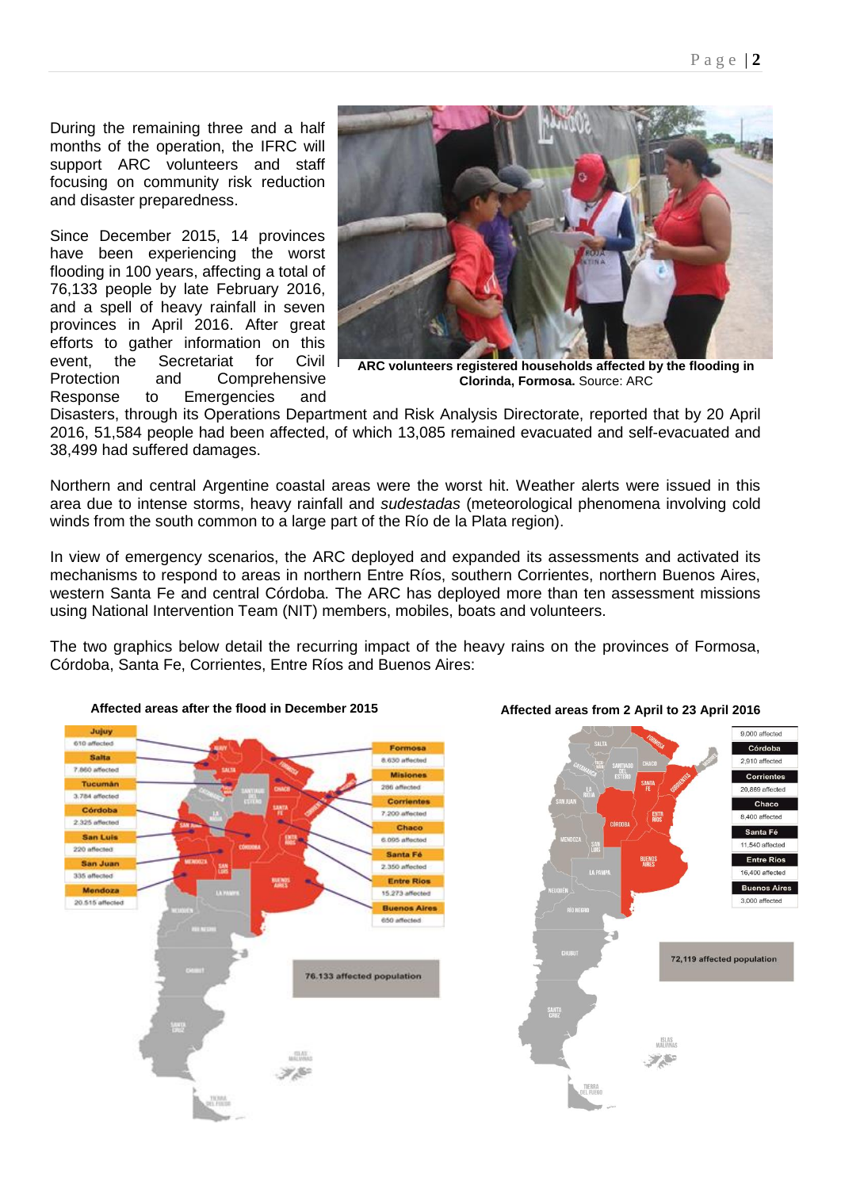During the remaining three and a half months of the operation, the IFRC will support ARC volunteers and staff focusing on community risk reduction and disaster preparedness.

Since December 2015, 14 provinces have been experiencing the worst flooding in 100 years, affecting a total of 76,133 people by late February 2016, and a spell of heavy rainfall in seven provinces in April 2016. After great efforts to gather information on this event, the Secretariat for Civil Protection and Comprehensive Response to Emergencies and Disasters, through its Operations Department and Risk Analysis Directorate, reported that by 20 April 2016, 51,584 people had been affected, of which 13,085 remained evacuated and self-evacuated and 38,499 had suffered damages.

**ARC volunteers registered households affected by the flooding in Clorinda, Formosa.** Source: ARC

Northern and central Argentine coastal areas were the worst hit. Weather alerts were issued in this area due to intense storms, heavy rainfall and *sudestadas* (meteorological phenomena involving cold winds from the south common to a large part of the Río de la Plata region).

In view of emergency scenarios, the ARC deployed and expanded its assessments and activated its mechanisms to respond to areas in northern Entre Ríos, southern Corrientes, northern Buenos Aires, western Santa Fe and central Córdoba. The ARC has deployed more than ten assessment missions using National Intervention Team (NIT) members, mobiles, boats and volunteers.

The two graphics below detail the recurring impact of the heavy rains on the provinces of Formosa, Córdoba, Santa Fe, Corrientes, Entre Ríos and Buenos Aires:

**Affected areas after the flood in December 2015**

| Province | Affected |
|---|---|
| Jujuy | 610 affected |
| Salta | 7.860 affected |
| Tucumán | 3.784 affected |
| Córdoba | 2.325 affected |
| San Luis | 220 affected |
| San Juan | 335 affected |
| Mendoza | 20.515 affected |
| Formosa | 8.630 affected |
| Misiones | 286 affected |
| Corrientes | 7.200 affected |
| Chaco | 6.095 affected |
| Santa Fé | 2.350 affected |
| Entre Ríos | 15.273 affected |
| Buenos Aires | 650 affected |

76.133 affected population

**Affected areas from 2 April to 23 April 2016**

| Province | Affected |
|---|---|
| Formosa | 9,000 affected |
| Córdoba | 2,910 affected |
| Corrientes | 20,869 affected |
| Chaco | 8,400 affected |
| Santa Fé | 11,540 affected |
| Entre Ríos | 16,400 affected |
| Buenos Aires | 3,000 affected |

72,119 affected population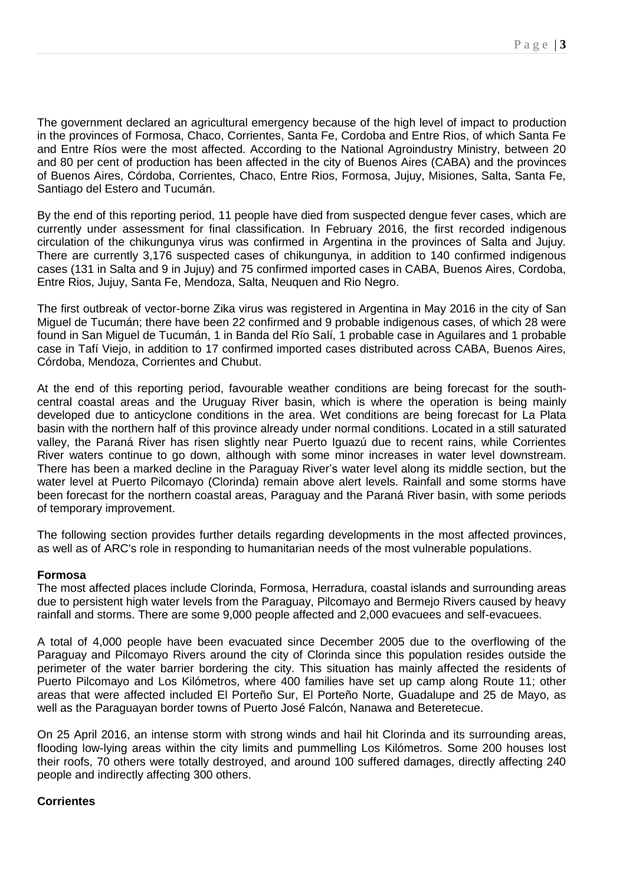The government declared an agricultural emergency because of the high level of impact to production in the provinces of Formosa, Chaco, Corrientes, Santa Fe, Cordoba and Entre Rios, of which Santa Fe and Entre Ríos were the most affected. According to the National Agroindustry Ministry, between 20 and 80 per cent of production has been affected in the city of Buenos Aires (CABA) and the provinces of Buenos Aires, Córdoba, Corrientes, Chaco, Entre Rios, Formosa, Jujuy, Misiones, Salta, Santa Fe, Santiago del Estero and Tucumán.

By the end of this reporting period, 11 people have died from suspected dengue fever cases, which are currently under assessment for final classification. In February 2016, the first recorded indigenous circulation of the chikungunya virus was confirmed in Argentina in the provinces of Salta and Jujuy. There are currently 3,176 suspected cases of chikungunya, in addition to 140 confirmed indigenous cases (131 in Salta and 9 in Jujuy) and 75 confirmed imported cases in CABA, Buenos Aires, Cordoba, Entre Rios, Jujuy, Santa Fe, Mendoza, Salta, Neuquen and Rio Negro.

The first outbreak of vector-borne Zika virus was registered in Argentina in May 2016 in the city of San Miguel de Tucumán; there have been 22 confirmed and 9 probable indigenous cases, of which 28 were found in San Miguel de Tucumán, 1 in Banda del Río Salí, 1 probable case in Aguilares and 1 probable case in Tafí Viejo, in addition to 17 confirmed imported cases distributed across CABA, Buenos Aires, Córdoba, Mendoza, Corrientes and Chubut.

At the end of this reporting period, favourable weather conditions are being forecast for the south-central coastal areas and the Uruguay River basin, which is where the operation is being mainly developed due to anticyclone conditions in the area. Wet conditions are being forecast for La Plata basin with the northern half of this province already under normal conditions. Located in a still saturated valley, the Paraná River has risen slightly near Puerto Iguazú due to recent rains, while Corrientes River waters continue to go down, although with some minor increases in water level downstream. There has been a marked decline in the Paraguay River's water level along its middle section, but the water level at Puerto Pilcomayo (Clorinda) remain above alert levels. Rainfall and some storms have been forecast for the northern coastal areas, Paraguay and the Paraná River basin, with some periods of temporary improvement.

The following section provides further details regarding developments in the most affected provinces, as well as of ARC's role in responding to humanitarian needs of the most vulnerable populations.

**Formosa**

The most affected places include Clorinda, Formosa, Herradura, coastal islands and surrounding areas due to persistent high water levels from the Paraguay, Pilcomayo and Bermejo Rivers caused by heavy rainfall and storms. There are some 9,000 people affected and 2,000 evacuees and self-evacuees.

A total of 4,000 people have been evacuated since December 2005 due to the overflowing of the Paraguay and Pilcomayo Rivers around the city of Clorinda since this population resides outside the perimeter of the water barrier bordering the city. This situation has mainly affected the residents of Puerto Pilcomayo and Los Kilómetros, where 400 families have set up camp along Route 11; other areas that were affected included El Porteño Sur, El Porteño Norte, Guadalupe and 25 de Mayo, as well as the Paraguayan border towns of Puerto José Falcón, Nanawa and Beteretecue.

On 25 April 2016, an intense storm with strong winds and hail hit Clorinda and its surrounding areas, flooding low-lying areas within the city limits and pummelling Los Kilómetros. Some 200 houses lost their roofs, 70 others were totally destroyed, and around 100 suffered damages, directly affecting 240 people and indirectly affecting 300 others.

**Corrientes**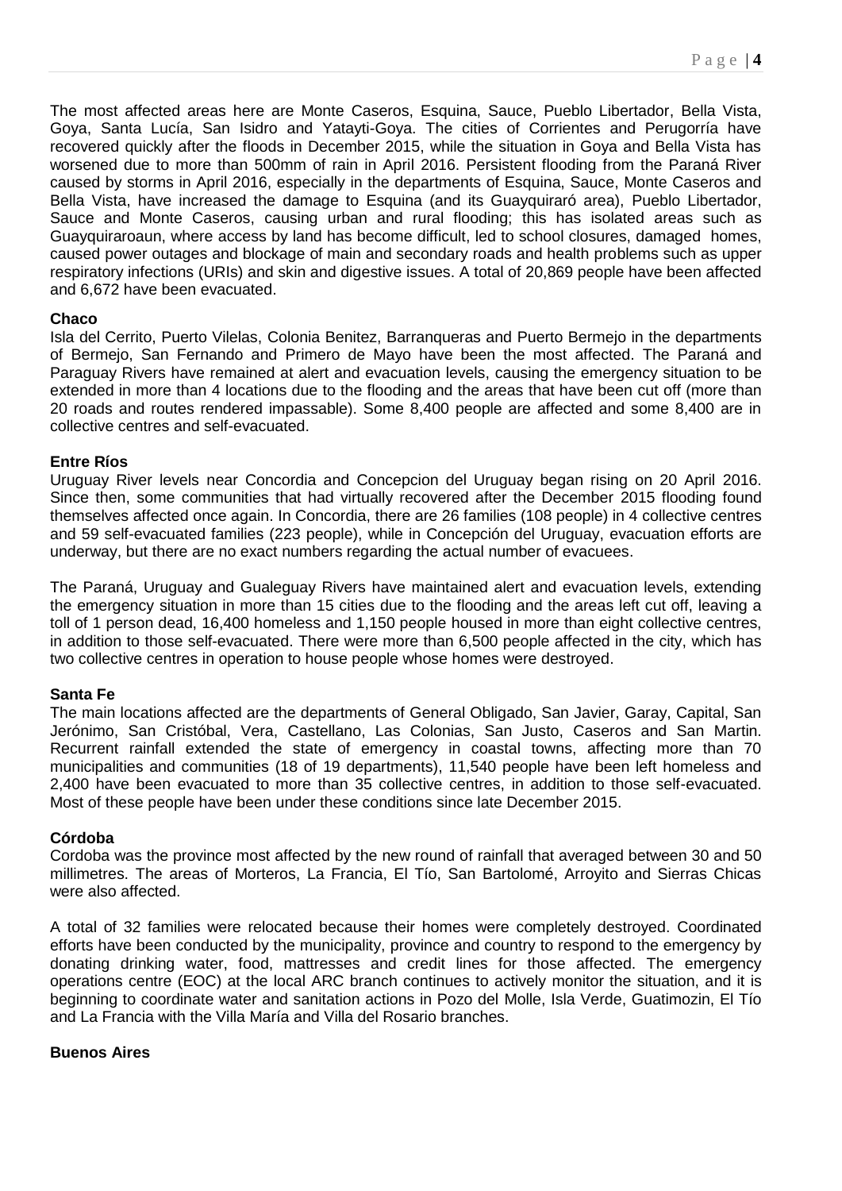The most affected areas here are Monte Caseros, Esquina, Sauce, Pueblo Libertador, Bella Vista, Goya, Santa Lucía, San Isidro and Yatayti-Goya. The cities of Corrientes and Perugorría have recovered quickly after the floods in December 2015, while the situation in Goya and Bella Vista has worsened due to more than 500mm of rain in April 2016. Persistent flooding from the Paraná River caused by storms in April 2016, especially in the departments of Esquina, Sauce, Monte Caseros and Bella Vista, have increased the damage to Esquina (and its Guayquiraró area), Pueblo Libertador, Sauce and Monte Caseros, causing urban and rural flooding; this has isolated areas such as Guayquiraroaun, where access by land has become difficult, led to school closures, damaged homes, caused power outages and blockage of main and secondary roads and health problems such as upper respiratory infections (URIs) and skin and digestive issues. A total of 20,869 people have been affected and 6,672 have been evacuated.

**Chaco**

Isla del Cerrito, Puerto Vilelas, Colonia Benitez, Barranqueras and Puerto Bermejo in the departments of Bermejo, San Fernando and Primero de Mayo have been the most affected. The Paraná and Paraguay Rivers have remained at alert and evacuation levels, causing the emergency situation to be extended in more than 4 locations due to the flooding and the areas that have been cut off (more than 20 roads and routes rendered impassable). Some 8,400 people are affected and some 8,400 are in collective centres and self-evacuated.

**Entre Ríos**

Uruguay River levels near Concordia and Concepcion del Uruguay began rising on 20 April 2016. Since then, some communities that had virtually recovered after the December 2015 flooding found themselves affected once again. In Concordia, there are 26 families (108 people) in 4 collective centres and 59 self-evacuated families (223 people), while in Concepción del Uruguay, evacuation efforts are underway, but there are no exact numbers regarding the actual number of evacuees.

The Paraná, Uruguay and Gualeguay Rivers have maintained alert and evacuation levels, extending the emergency situation in more than 15 cities due to the flooding and the areas left cut off, leaving a toll of 1 person dead, 16,400 homeless and 1,150 people housed in more than eight collective centres, in addition to those self-evacuated. There were more than 6,500 people affected in the city, which has two collective centres in operation to house people whose homes were destroyed.

**Santa Fe**

The main locations affected are the departments of General Obligado, San Javier, Garay, Capital, San Jerónimo, San Cristóbal, Vera, Castellano, Las Colonias, San Justo, Caseros and San Martin. Recurrent rainfall extended the state of emergency in coastal towns, affecting more than 70 municipalities and communities (18 of 19 departments), 11,540 people have been left homeless and 2,400 have been evacuated to more than 35 collective centres, in addition to those self-evacuated. Most of these people have been under these conditions since late December 2015.

**Córdoba**

Cordoba was the province most affected by the new round of rainfall that averaged between 30 and 50 millimetres. The areas of Morteros, La Francia, El Tío, San Bartolomé, Arroyito and Sierras Chicas were also affected.

A total of 32 families were relocated because their homes were completely destroyed. Coordinated efforts have been conducted by the municipality, province and country to respond to the emergency by donating drinking water, food, mattresses and credit lines for those affected. The emergency operations centre (EOC) at the local ARC branch continues to actively monitor the situation, and it is beginning to coordinate water and sanitation actions in Pozo del Molle, Isla Verde, Guatimozin, El Tío and La Francia with the Villa María and Villa del Rosario branches.

**Buenos Aires**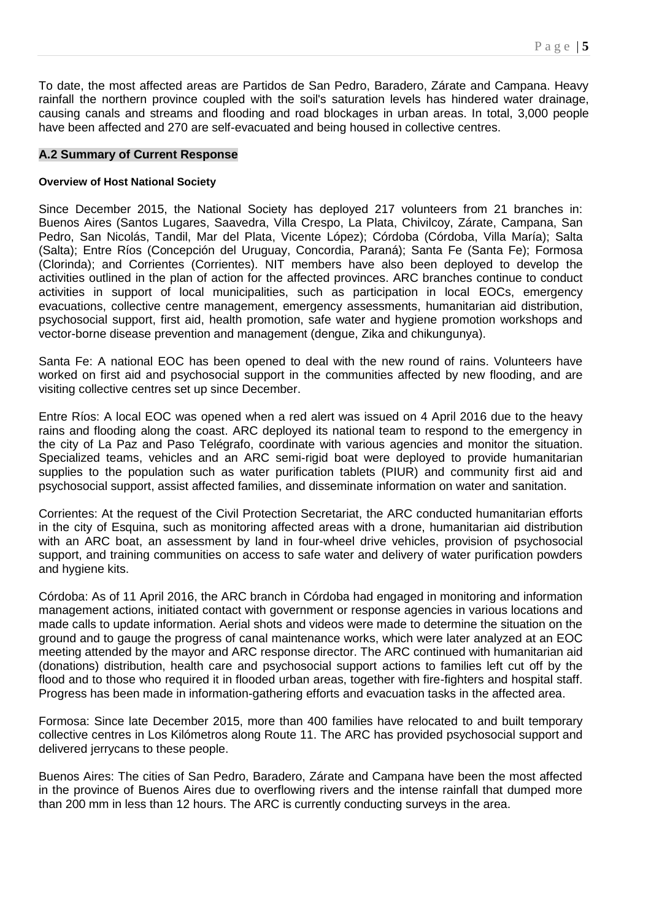To date, the most affected areas are Partidos de San Pedro, Baradero, Zárate and Campana. Heavy rainfall the northern province coupled with the soil's saturation levels has hindered water drainage, causing canals and streams and flooding and road blockages in urban areas. In total, 3,000 people have been affected and 270 are self-evacuated and being housed in collective centres.

## A.2 Summary of Current Response

#### Overview of Host National Society

Since December 2015, the National Society has deployed 217 volunteers from 21 branches in: Buenos Aires (Santos Lugares, Saavedra, Villa Crespo, La Plata, Chivilcoy, Zárate, Campana, San Pedro, San Nicolás, Tandil, Mar del Plata, Vicente López); Córdoba (Córdoba, Villa María); Salta (Salta); Entre Ríos (Concepción del Uruguay, Concordia, Paraná); Santa Fe (Santa Fe); Formosa (Clorinda); and Corrientes (Corrientes). NIT members have also been deployed to develop the activities outlined in the plan of action for the affected provinces. ARC branches continue to conduct activities in support of local municipalities, such as participation in local EOCs, emergency evacuations, collective centre management, emergency assessments, humanitarian aid distribution, psychosocial support, first aid, health promotion, safe water and hygiene promotion workshops and vector-borne disease prevention and management (dengue, Zika and chikungunya).

Santa Fe: A national EOC has been opened to deal with the new round of rains. Volunteers have worked on first aid and psychosocial support in the communities affected by new flooding, and are visiting collective centres set up since December.

Entre Ríos: A local EOC was opened when a red alert was issued on 4 April 2016 due to the heavy rains and flooding along the coast. ARC deployed its national team to respond to the emergency in the city of La Paz and Paso Telégrafo, coordinate with various agencies and monitor the situation. Specialized teams, vehicles and an ARC semi-rigid boat were deployed to provide humanitarian supplies to the population such as water purification tablets (PIUR) and community first aid and psychosocial support, assist affected families, and disseminate information on water and sanitation.

Corrientes: At the request of the Civil Protection Secretariat, the ARC conducted humanitarian efforts in the city of Esquina, such as monitoring affected areas with a drone, humanitarian aid distribution with an ARC boat, an assessment by land in four-wheel drive vehicles, provision of psychosocial support, and training communities on access to safe water and delivery of water purification powders and hygiene kits.

Córdoba: As of 11 April 2016, the ARC branch in Córdoba had engaged in monitoring and information management actions, initiated contact with government or response agencies in various locations and made calls to update information. Aerial shots and videos were made to determine the situation on the ground and to gauge the progress of canal maintenance works, which were later analyzed at an EOC meeting attended by the mayor and ARC response director. The ARC continued with humanitarian aid (donations) distribution, health care and psychosocial support actions to families left cut off by the flood and to those who required it in flooded urban areas, together with fire-fighters and hospital staff. Progress has been made in information-gathering efforts and evacuation tasks in the affected area.

Formosa: Since late December 2015, more than 400 families have relocated to and built temporary collective centres in Los Kilómetros along Route 11. The ARC has provided psychosocial support and delivered jerrycans to these people.

Buenos Aires: The cities of San Pedro, Baradero, Zárate and Campana have been the most affected in the province of Buenos Aires due to overflowing rivers and the intense rainfall that dumped more than 200 mm in less than 12 hours. The ARC is currently conducting surveys in the area.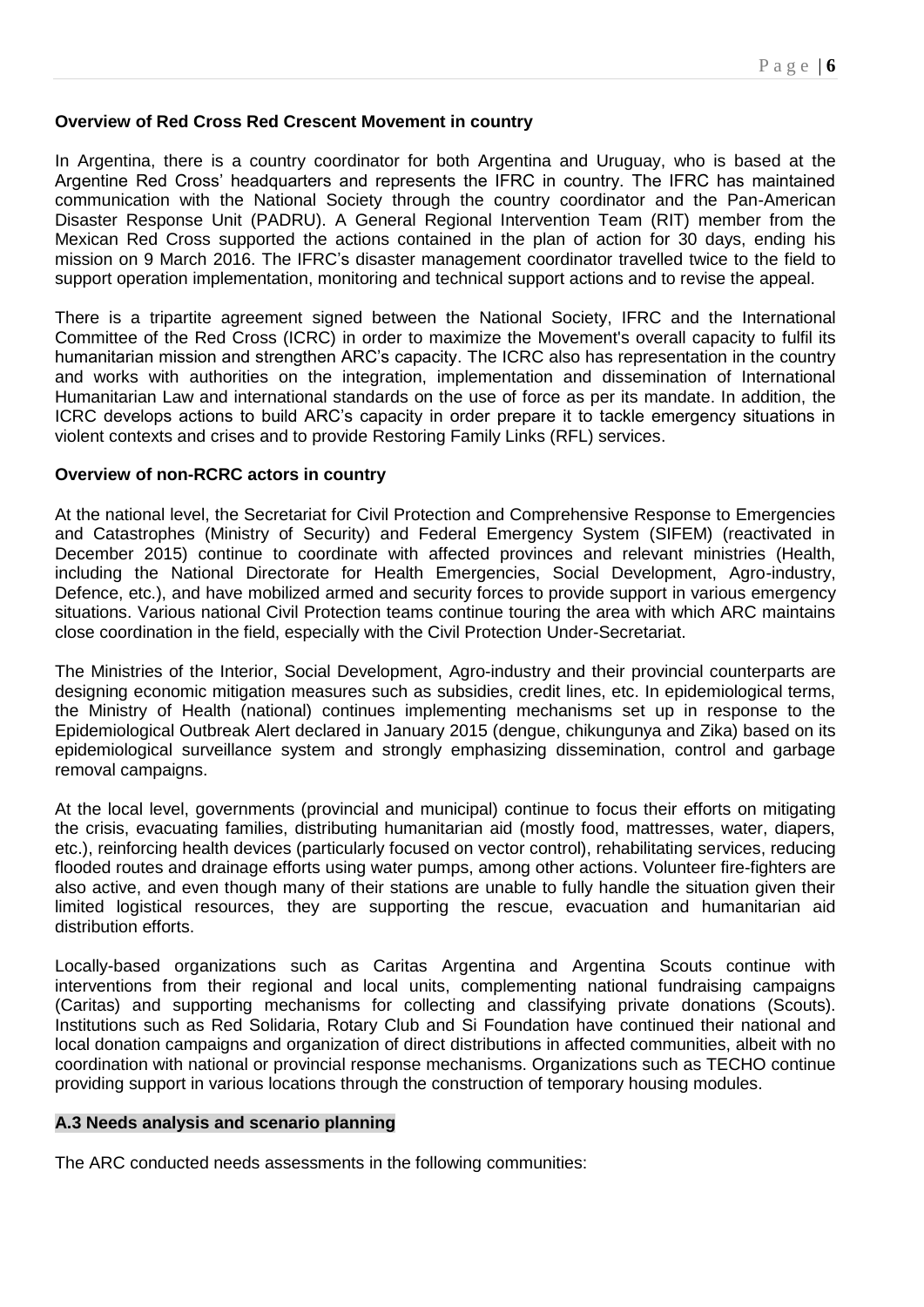**Overview of Red Cross Red Crescent Movement in country**

In Argentina, there is a country coordinator for both Argentina and Uruguay, who is based at the Argentine Red Cross' headquarters and represents the IFRC in country. The IFRC has maintained communication with the National Society through the country coordinator and the Pan-American Disaster Response Unit (PADRU). A General Regional Intervention Team (RIT) member from the Mexican Red Cross supported the actions contained in the plan of action for 30 days, ending his mission on 9 March 2016. The IFRC's disaster management coordinator travelled twice to the field to support operation implementation, monitoring and technical support actions and to revise the appeal.

There is a tripartite agreement signed between the National Society, IFRC and the International Committee of the Red Cross (ICRC) in order to maximize the Movement's overall capacity to fulfil its humanitarian mission and strengthen ARC's capacity. The ICRC also has representation in the country and works with authorities on the integration, implementation and dissemination of International Humanitarian Law and international standards on the use of force as per its mandate. In addition, the ICRC develops actions to build ARC's capacity in order prepare it to tackle emergency situations in violent contexts and crises and to provide Restoring Family Links (RFL) services.

**Overview of non-RCRC actors in country**

At the national level, the Secretariat for Civil Protection and Comprehensive Response to Emergencies and Catastrophes (Ministry of Security) and Federal Emergency System (SIFEM) (reactivated in December 2015) continue to coordinate with affected provinces and relevant ministries (Health, including the National Directorate for Health Emergencies, Social Development, Agro-industry, Defence, etc.), and have mobilized armed and security forces to provide support in various emergency situations. Various national Civil Protection teams continue touring the area with which ARC maintains close coordination in the field, especially with the Civil Protection Under-Secretariat.

The Ministries of the Interior, Social Development, Agro-industry and their provincial counterparts are designing economic mitigation measures such as subsidies, credit lines, etc. In epidemiological terms, the Ministry of Health (national) continues implementing mechanisms set up in response to the Epidemiological Outbreak Alert declared in January 2015 (dengue, chikungunya and Zika) based on its epidemiological surveillance system and strongly emphasizing dissemination, control and garbage removal campaigns.

At the local level, governments (provincial and municipal) continue to focus their efforts on mitigating the crisis, evacuating families, distributing humanitarian aid (mostly food, mattresses, water, diapers, etc.), reinforcing health devices (particularly focused on vector control), rehabilitating services, reducing flooded routes and drainage efforts using water pumps, among other actions. Volunteer fire-fighters are also active, and even though many of their stations are unable to fully handle the situation given their limited logistical resources, they are supporting the rescue, evacuation and humanitarian aid distribution efforts.

Locally-based organizations such as Caritas Argentina and Argentina Scouts continue with interventions from their regional and local units, complementing national fundraising campaigns (Caritas) and supporting mechanisms for collecting and classifying private donations (Scouts). Institutions such as Red Solidaria, Rotary Club and Si Foundation have continued their national and local donation campaigns and organization of direct distributions in affected communities, albeit with no coordination with national or provincial response mechanisms. Organizations such as TECHO continue providing support in various locations through the construction of temporary housing modules.

**A.3 Needs analysis and scenario planning**

The ARC conducted needs assessments in the following communities: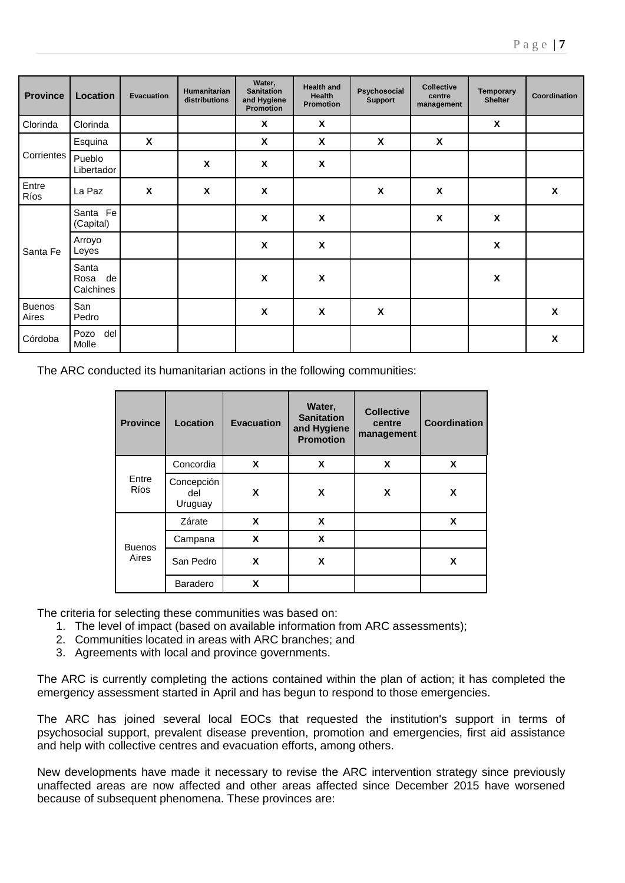| Province | Location | Evacuation | Humanitarian distributions | Water, Sanitation and Hygiene Promotion | Health and Health Promotion | Psychosocial Support | Collective centre management | Temporary Shelter | Coordination |
|---|---|---|---|---|---|---|---|---|---|
| Clorinda | Clorinda | | | X | X | | | X | |
| Corrientes | Esquina | X | | X | X | X | X | | |
| | Pueblo Libertador | | X | X | X | | | | |
| Entre Ríos | La Paz | X | X | X | | X | X | | X |
| Santa Fe | Santa Fe (Capital) | | | X | X | | X | X | |
| | Arroyo Leyes | | | X | X | | | X | |
| | Santa Rosa de Calchines | | | X | X | | | X | |
| Buenos Aires | San Pedro | | | X | X | X | | | X |
| Córdoba | Pozo del Molle | | | | | | | | X |

The ARC conducted its humanitarian actions in the following communities:

| Province | Location | Evacuation | Water, Sanitation and Hygiene Promotion | Collective centre management | Coordination |
|---|---|---|---|---|---|
| Entre Ríos | Concordia | X | X | X | X |
| | Concepción del Uruguay | X | X | X | X |
| Buenos Aires | Zárate | X | X | | X |
| | Campana | X | X | | |
| | San Pedro | X | X | | X |
| | Baradero | X | | | |

The criteria for selecting these communities was based on:

1. The level of impact (based on available information from ARC assessments);
2. Communities located in areas with ARC branches; and
3. Agreements with local and province governments.

The ARC is currently completing the actions contained within the plan of action; it has completed the emergency assessment started in April and has begun to respond to those emergencies.

The ARC has joined several local EOCs that requested the institution's support in terms of psychosocial support, prevalent disease prevention, promotion and emergencies, first aid assistance and help with collective centres and evacuation efforts, among others.

New developments have made it necessary to revise the ARC intervention strategy since previously unaffected areas are now affected and other areas affected since December 2015 have worsened because of subsequent phenomena. These provinces are: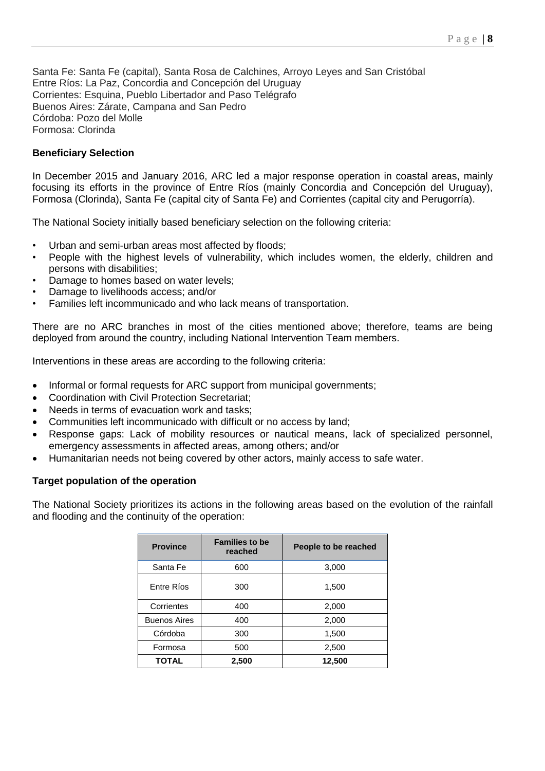Santa Fe: Santa Fe (capital), Santa Rosa de Calchines, Arroyo Leyes and San Cristóbal
Entre Ríos: La Paz, Concordia and Concepción del Uruguay
Corrientes: Esquina, Pueblo Libertador and Paso Telégrafo
Buenos Aires: Zárate, Campana and San Pedro
Córdoba: Pozo del Molle
Formosa: Clorinda

**Beneficiary Selection**

In December 2015 and January 2016, ARC led a major response operation in coastal areas, mainly focusing its efforts in the province of Entre Ríos (mainly Concordia and Concepción del Uruguay), Formosa (Clorinda), Santa Fe (capital city of Santa Fe) and Corrientes (capital city and Perugorría).

The National Society initially based beneficiary selection on the following criteria:

- Urban and semi-urban areas most affected by floods;
- People with the highest levels of vulnerability, which includes women, the elderly, children and persons with disabilities;
- Damage to homes based on water levels;
- Damage to livelihoods access; and/or
- Families left incommunicado and who lack means of transportation.

There are no ARC branches in most of the cities mentioned above; therefore, teams are being deployed from around the country, including National Intervention Team members.

Interventions in these areas are according to the following criteria:

- Informal or formal requests for ARC support from municipal governments;
- Coordination with Civil Protection Secretariat;
- Needs in terms of evacuation work and tasks;
- Communities left incommunicado with difficult or no access by land;
- Response gaps: Lack of mobility resources or nautical means, lack of specialized personnel, emergency assessments in affected areas, among others; and/or
- Humanitarian needs not being covered by other actors, mainly access to safe water.

**Target population of the operation**

The National Society prioritizes its actions in the following areas based on the evolution of the rainfall and flooding and the continuity of the operation:

| Province | Families to be reached | People to be reached |
|---|---|---|
| Santa Fe | 600 | 3,000 |
| Entre Ríos | 300 | 1,500 |
| Corrientes | 400 | 2,000 |
| Buenos Aires | 400 | 2,000 |
| Córdoba | 300 | 1,500 |
| Formosa | 500 | 2,500 |
| **TOTAL** | **2,500** | **12,500** |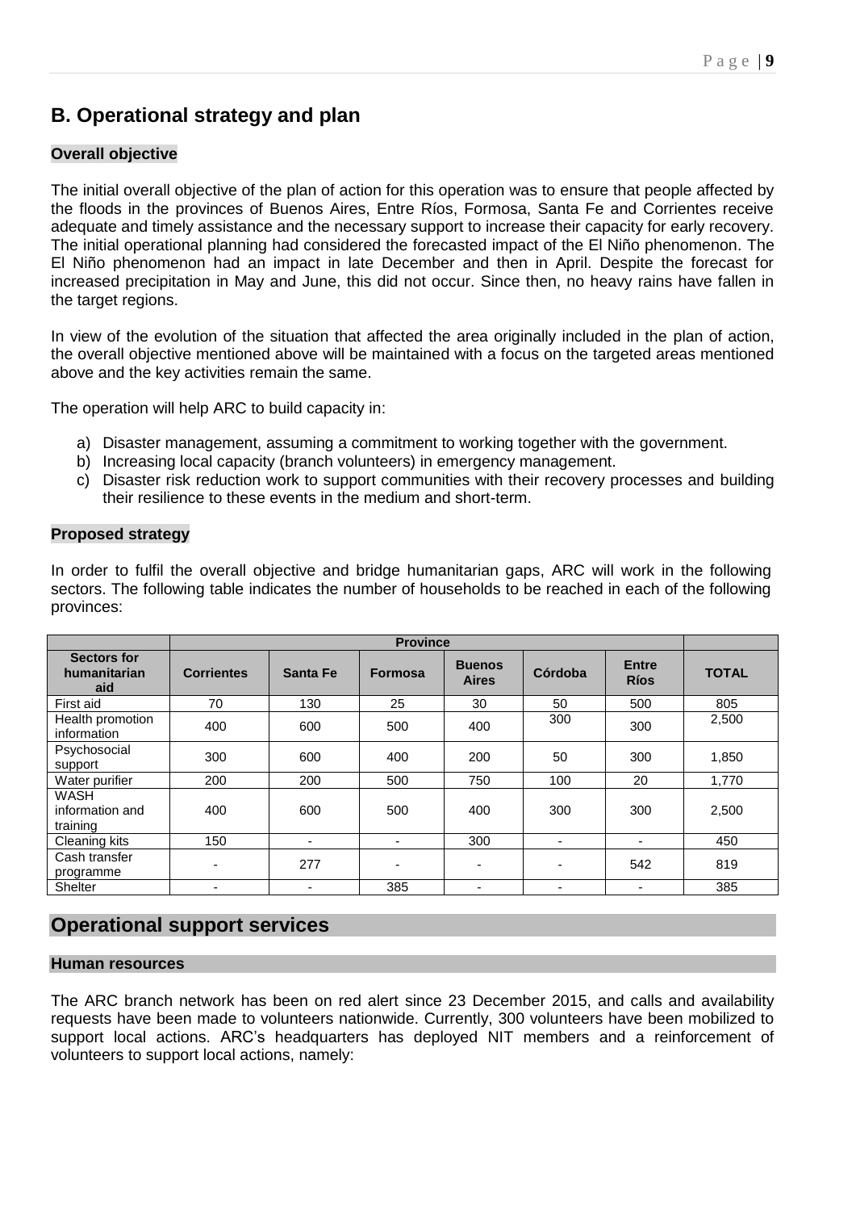## B. Operational strategy and plan

### Overall objective

The initial overall objective of the plan of action for this operation was to ensure that people affected by the floods in the provinces of Buenos Aires, Entre Ríos, Formosa, Santa Fe and Corrientes receive adequate and timely assistance and the necessary support to increase their capacity for early recovery. The initial operational planning had considered the forecasted impact of the El Niño phenomenon. The El Niño phenomenon had an impact in late December and then in April. Despite the forecast for increased precipitation in May and June, this did not occur. Since then, no heavy rains have fallen in the target regions.

In view of the evolution of the situation that affected the area originally included in the plan of action, the overall objective mentioned above will be maintained with a focus on the targeted areas mentioned above and the key activities remain the same.

The operation will help ARC to build capacity in:

a) Disaster management, assuming a commitment to working together with the government.
b) Increasing local capacity (branch volunteers) in emergency management.
c) Disaster risk reduction work to support communities with their recovery processes and building their resilience to these events in the medium and short-term.

### Proposed strategy

In order to fulfil the overall objective and bridge humanitarian gaps, ARC will work in the following sectors. The following table indicates the number of households to be reached in each of the following provinces:

| | Province | | | | | | |
|---|---|---|---|---|---|---|---|
| **Sectors for humanitarian aid** | **Corrientes** | **Santa Fe** | **Formosa** | **Buenos Aires** | **Córdoba** | **Entre Ríos** | **TOTAL** |
| First aid | 70 | 130 | 25 | 30 | 50 | 500 | 805 |
| Health promotion information | 400 | 600 | 500 | 400 | 300 | 300 | 2,500 |
| Psychosocial support | 300 | 600 | 400 | 200 | 50 | 300 | 1,850 |
| Water purifier | 200 | 200 | 500 | 750 | 100 | 20 | 1,770 |
| WASH information and training | 400 | 600 | 500 | 400 | 300 | 300 | 2,500 |
| Cleaning kits | 150 | - | - | 300 | - | - | 450 |
| Cash transfer programme | - | 277 | - | - | - | 542 | 819 |
| Shelter | - | - | 385 | - | - | - | 385 |

## Operational support services

### Human resources

The ARC branch network has been on red alert since 23 December 2015, and calls and availability requests have been made to volunteers nationwide. Currently, 300 volunteers have been mobilized to support local actions. ARC's headquarters has deployed NIT members and a reinforcement of volunteers to support local actions, namely: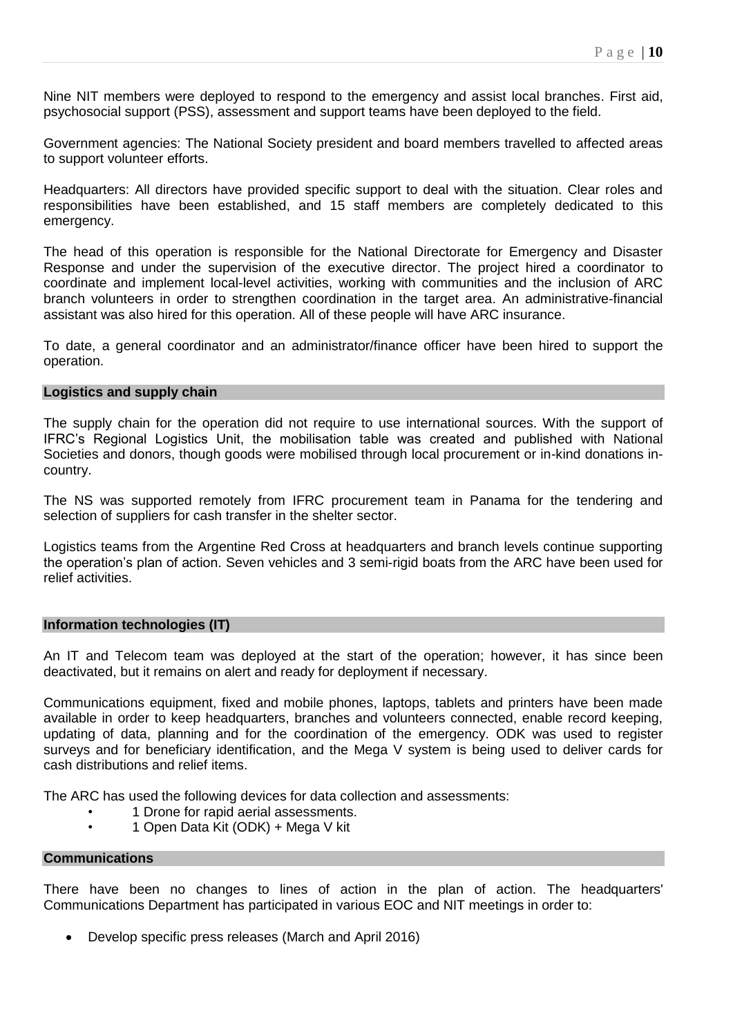Nine NIT members were deployed to respond to the emergency and assist local branches. First aid, psychosocial support (PSS), assessment and support teams have been deployed to the field.

Government agencies: The National Society president and board members travelled to affected areas to support volunteer efforts.

Headquarters: All directors have provided specific support to deal with the situation. Clear roles and responsibilities have been established, and 15 staff members are completely dedicated to this emergency.

The head of this operation is responsible for the National Directorate for Emergency and Disaster Response and under the supervision of the executive director. The project hired a coordinator to coordinate and implement local-level activities, working with communities and the inclusion of ARC branch volunteers in order to strengthen coordination in the target area. An administrative-financial assistant was also hired for this operation. All of these people will have ARC insurance.

To date, a general coordinator and an administrator/finance officer have been hired to support the operation.

## Logistics and supply chain

The supply chain for the operation did not require to use international sources. With the support of IFRC's Regional Logistics Unit, the mobilisation table was created and published with National Societies and donors, though goods were mobilised through local procurement or in-kind donations in-country.

The NS was supported remotely from IFRC procurement team in Panama for the tendering and selection of suppliers for cash transfer in the shelter sector.

Logistics teams from the Argentine Red Cross at headquarters and branch levels continue supporting the operation's plan of action. Seven vehicles and 3 semi-rigid boats from the ARC have been used for relief activities.

## Information technologies (IT)

An IT and Telecom team was deployed at the start of the operation; however, it has since been deactivated, but it remains on alert and ready for deployment if necessary.

Communications equipment, fixed and mobile phones, laptops, tablets and printers have been made available in order to keep headquarters, branches and volunteers connected, enable record keeping, updating of data, planning and for the coordination of the emergency. ODK was used to register surveys and for beneficiary identification, and the Mega V system is being used to deliver cards for cash distributions and relief items.

The ARC has used the following devices for data collection and assessments:

- 1 Drone for rapid aerial assessments.
- 1 Open Data Kit (ODK) + Mega V kit

## Communications

There have been no changes to lines of action in the plan of action. The headquarters' Communications Department has participated in various EOC and NIT meetings in order to:

- Develop specific press releases (March and April 2016)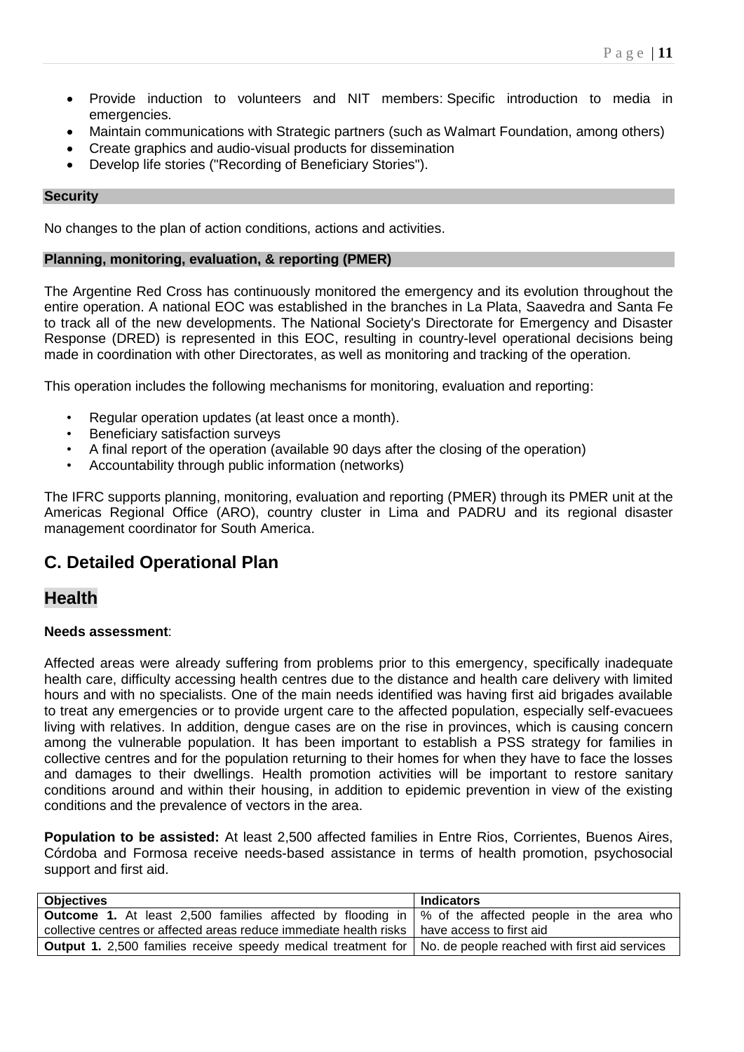- Provide induction to volunteers and NIT members: Specific introduction to media in emergencies.
- Maintain communications with Strategic partners (such as Walmart Foundation, among others)
- Create graphics and audio-visual products for dissemination
- Develop life stories ("Recording of Beneficiary Stories").

### Security

No changes to the plan of action conditions, actions and activities.

### Planning, monitoring, evaluation, & reporting (PMER)

The Argentine Red Cross has continuously monitored the emergency and its evolution throughout the entire operation. A national EOC was established in the branches in La Plata, Saavedra and Santa Fe to track all of the new developments. The National Society's Directorate for Emergency and Disaster Response (DRED) is represented in this EOC, resulting in country-level operational decisions being made in coordination with other Directorates, as well as monitoring and tracking of the operation.

This operation includes the following mechanisms for monitoring, evaluation and reporting:

- Regular operation updates (at least once a month).
- Beneficiary satisfaction surveys
- A final report of the operation (available 90 days after the closing of the operation)
- Accountability through public information (networks)

The IFRC supports planning, monitoring, evaluation and reporting (PMER) through its PMER unit at the Americas Regional Office (ARO), country cluster in Lima and PADRU and its regional disaster management coordinator for South America.

## C. Detailed Operational Plan

## Health

**Needs assessment**:

Affected areas were already suffering from problems prior to this emergency, specifically inadequate health care, difficulty accessing health centres due to the distance and health care delivery with limited hours and with no specialists. One of the main needs identified was having first aid brigades available to treat any emergencies or to provide urgent care to the affected population, especially self-evacuees living with relatives. In addition, dengue cases are on the rise in provinces, which is causing concern among the vulnerable population. It has been important to establish a PSS strategy for families in collective centres and for the population returning to their homes for when they have to face the losses and damages to their dwellings. Health promotion activities will be important to restore sanitary conditions around and within their housing, in addition to epidemic prevention in view of the existing conditions and the prevalence of vectors in the area.

**Population to be assisted:** At least 2,500 affected families in Entre Rios, Corrientes, Buenos Aires, Córdoba and Formosa receive needs-based assistance in terms of health promotion, psychosocial support and first aid.

| Objectives | Indicators |
|---|---|
| **Outcome 1.** At least 2,500 families affected by flooding in collective centres or affected areas reduce immediate health risks | % of the affected people in the area who have access to first aid |
| **Output 1.** 2,500 families receive speedy medical treatment for | No. de people reached with first aid services |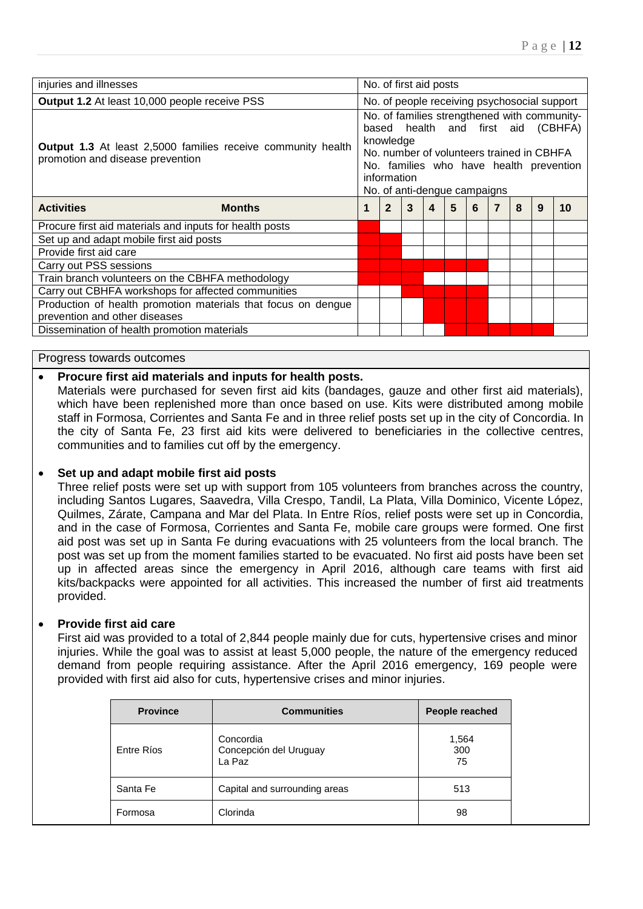| injuries and illnesses | No. of first aid posts |
|---|---|
| **Output 1.2** At least 10,000 people receive PSS | No. of people receiving psychosocial support |
| **Output 1.3** At least 2,5000 families receive community health promotion and disease prevention | No. of families strengthened with community-based health and first aid (CBHFA) knowledge<br>No. number of volunteers trained in CBHFA<br>No. families who have health prevention information<br>No. of anti-dengue campaigns |

| **Activities** | **Months** 1 | 2 | 3 | 4 | 5 | 6 | 7 | 8 | 9 | 10 |
|---|---|---|---|---|---|---|---|---|---|---|
| Procure first aid materials and inputs for health posts | X | | | | | | | | | |
| Set up and adapt mobile first aid posts | X | X | | | | | | | | |
| Provide first aid care | X | X | | | | | | | | |
| Carry out PSS sessions | X | X | X | X | X | X | | | | |
| Train branch volunteers on the CBHFA methodology | X | X | X | | | | | | | |
| Carry out CBHFA workshops for affected communities | | | X | X | X | X | | | | |
| Production of health promotion materials that focus on dengue prevention and other diseases | | | | X | X | X | | | | |
| Dissemination of health promotion materials | | | | | X | X | X | X | X | |

Progress towards outcomes

- **Procure first aid materials and inputs for health posts.**
  Materials were purchased for seven first aid kits (bandages, gauze and other first aid materials), which have been replenished more than once based on use. Kits were distributed among mobile staff in Formosa, Corrientes and Santa Fe and in three relief posts set up in the city of Concordia. In the city of Santa Fe, 23 first aid kits were delivered to beneficiaries in the collective centres, communities and to families cut off by the emergency.

- **Set up and adapt mobile first aid posts**
  Three relief posts were set up with support from 105 volunteers from branches across the country, including Santos Lugares, Saavedra, Villa Crespo, Tandil, La Plata, Villa Dominico, Vicente López, Quilmes, Zárate, Campana and Mar del Plata. In Entre Ríos, relief posts were set up in Concordia, and in the case of Formosa, Corrientes and Santa Fe, mobile care groups were formed. One first aid post was set up in Santa Fe during evacuations with 25 volunteers from the local branch. The post was set up from the moment families started to be evacuated. No first aid posts have been set up in affected areas since the emergency in April 2016, although care teams with first aid kits/backpacks were appointed for all activities. This increased the number of first aid treatments provided.

- **Provide first aid care**
  First aid was provided to a total of 2,844 people mainly due for cuts, hypertensive crises and minor injuries. While the goal was to assist at least 5,000 people, the nature of the emergency reduced demand from people requiring assistance. After the April 2016 emergency, 169 people were provided with first aid also for cuts, hypertensive crises and minor injuries.

| **Province** | **Communities** | **People reached** |
|---|---|---|
| Entre Ríos | Concordia<br>Concepción del Uruguay<br>La Paz | 1,564<br>300<br>75 |
| Santa Fe | Capital and surrounding areas | 513 |
| Formosa | Clorinda | 98 |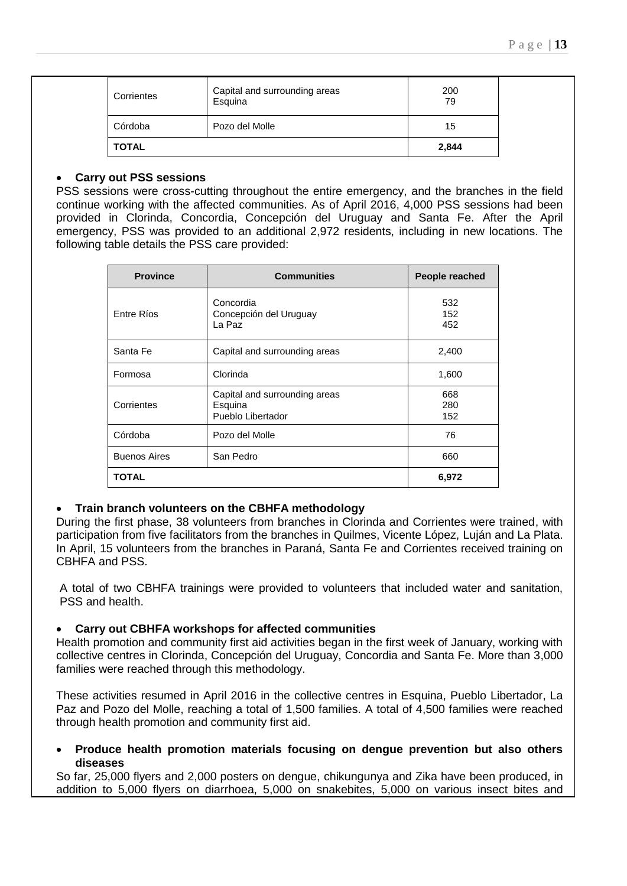| Corrientes | Capital and surrounding areas<br>Esquina | 200<br>79 |
|---|---|---|
| Córdoba | Pozo del Molle | 15 |
| **TOTAL** | | **2,844** |

- **Carry out PSS sessions**

PSS sessions were cross-cutting throughout the entire emergency, and the branches in the field continue working with the affected communities. As of April 2016, 4,000 PSS sessions had been provided in Clorinda, Concordia, Concepción del Uruguay and Santa Fe. After the April emergency, PSS was provided to an additional 2,972 residents, including in new locations. The following table details the PSS care provided:

| Province | Communities | People reached |
|---|---|---|
| Entre Ríos | Concordia<br>Concepción del Uruguay<br>La Paz | 532<br>152<br>452 |
| Santa Fe | Capital and surrounding areas | 2,400 |
| Formosa | Clorinda | 1,600 |
| Corrientes | Capital and surrounding areas<br>Esquina<br>Pueblo Libertador | 668<br>280<br>152 |
| Córdoba | Pozo del Molle | 76 |
| Buenos Aires | San Pedro | 660 |
| **TOTAL** | | **6,972** |

- **Train branch volunteers on the CBHFA methodology**

During the first phase, 38 volunteers from branches in Clorinda and Corrientes were trained, with participation from five facilitators from the branches in Quilmes, Vicente López, Luján and La Plata. In April, 15 volunteers from the branches in Paraná, Santa Fe and Corrientes received training on CBHFA and PSS.

A total of two CBHFA trainings were provided to volunteers that included water and sanitation, PSS and health.

- **Carry out CBHFA workshops for affected communities**

Health promotion and community first aid activities began in the first week of January, working with collective centres in Clorinda, Concepción del Uruguay, Concordia and Santa Fe. More than 3,000 families were reached through this methodology.

These activities resumed in April 2016 in the collective centres in Esquina, Pueblo Libertador, La Paz and Pozo del Molle, reaching a total of 1,500 families. A total of 4,500 families were reached through health promotion and community first aid.

- **Produce health promotion materials focusing on dengue prevention but also others diseases**

So far, 25,000 flyers and 2,000 posters on dengue, chikungunya and Zika have been produced, in addition to 5,000 flyers on diarrhoea, 5,000 on snakebites, 5,000 on various insect bites and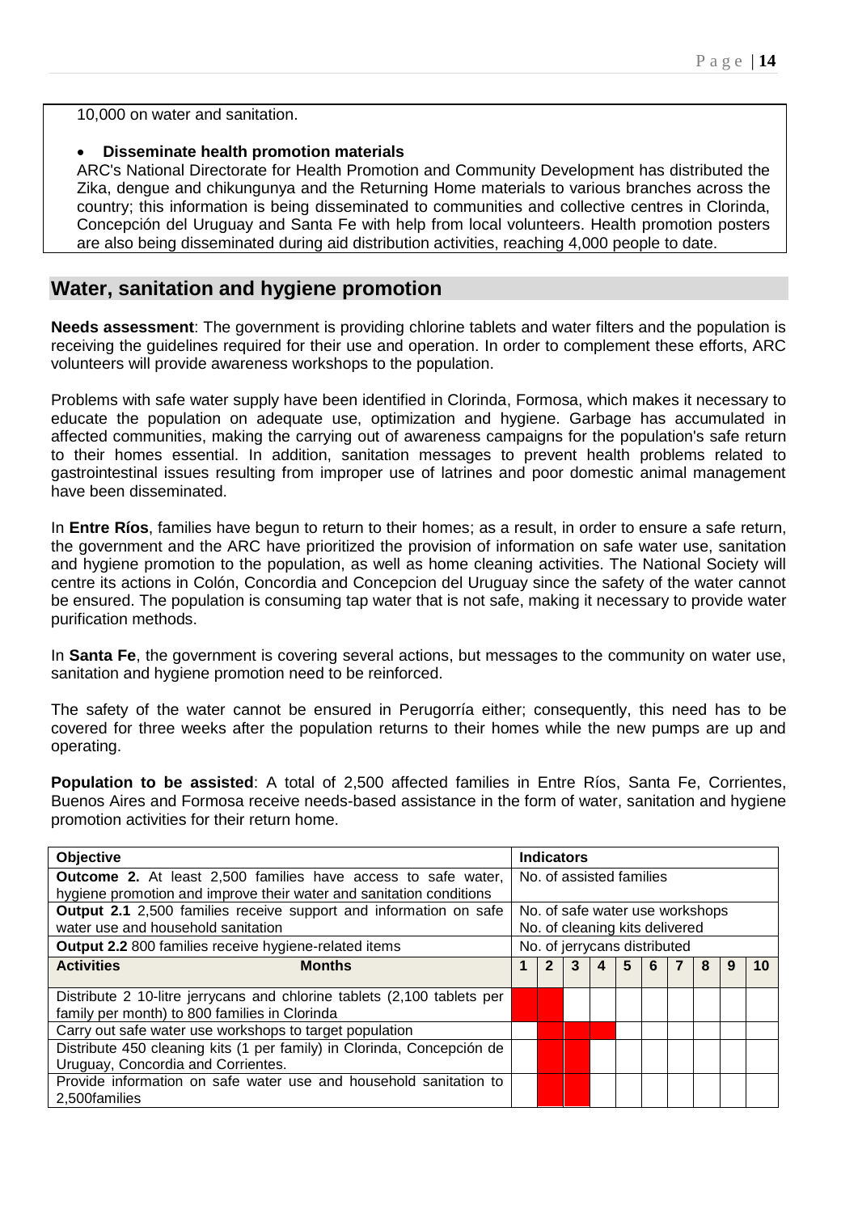10,000 on water and sanitation.

- **Disseminate health promotion materials**

ARC's National Directorate for Health Promotion and Community Development has distributed the Zika, dengue and chikungunya and the Returning Home materials to various branches across the country; this information is being disseminated to communities and collective centres in Clorinda, Concepción del Uruguay and Santa Fe with help from local volunteers. Health promotion posters are also being disseminated during aid distribution activities, reaching 4,000 people to date.

## Water, sanitation and hygiene promotion

**Needs assessment**: The government is providing chlorine tablets and water filters and the population is receiving the guidelines required for their use and operation. In order to complement these efforts, ARC volunteers will provide awareness workshops to the population.

Problems with safe water supply have been identified in Clorinda, Formosa, which makes it necessary to educate the population on adequate use, optimization and hygiene. Garbage has accumulated in affected communities, making the carrying out of awareness campaigns for the population's safe return to their homes essential. In addition, sanitation messages to prevent health problems related to gastrointestinal issues resulting from improper use of latrines and poor domestic animal management have been disseminated.

In **Entre Ríos**, families have begun to return to their homes; as a result, in order to ensure a safe return, the government and the ARC have prioritized the provision of information on safe water use, sanitation and hygiene promotion to the population, as well as home cleaning activities. The National Society will centre its actions in Colón, Concordia and Concepcion del Uruguay since the safety of the water cannot be ensured. The population is consuming tap water that is not safe, making it necessary to provide water purification methods.

In **Santa Fe**, the government is covering several actions, but messages to the community on water use, sanitation and hygiene promotion need to be reinforced.

The safety of the water cannot be ensured in Perugorría either; consequently, this need has to be covered for three weeks after the population returns to their homes while the new pumps are up and operating.

**Population to be assisted**: A total of 2,500 affected families in Entre Ríos, Santa Fe, Corrientes, Buenos Aires and Formosa receive needs-based assistance in the form of water, sanitation and hygiene promotion activities for their return home.

| Objective | Indicators | | | | | | | | | |
|---|---|---|---|---|---|---|---|---|---|---|
| **Outcome 2.** At least 2,500 families have access to safe water, hygiene promotion and improve their water and sanitation conditions | No. of assisted families | | | | | | | | | |
| **Output 2.1** 2,500 families receive support and information on safe water use and household sanitation | No. of safe water use workshops<br>No. of cleaning kits delivered | | | | | | | | | |
| **Output 2.2** 800 families receive hygiene-related items | No. of jerrycans distributed | | | | | | | | | |
| **Activities** **Months** | **1** | **2** | **3** | **4** | **5** | **6** | **7** | **8** | **9** | **10** |
| Distribute 2 10-litre jerrycans and chlorine tablets (2,100 tablets per family per month) to 800 families in Clorinda | X | X | | | | | | | | |
| Carry out safe water use workshops to target population | | X | X | X | | | | | | |
| Distribute 450 cleaning kits (1 per family) in Clorinda, Concepción de Uruguay, Concordia and Corrientes. | | X | X | | | | | | | |
| Provide information on safe water use and household sanitation to 2,500families | | X | X | | | | | | | |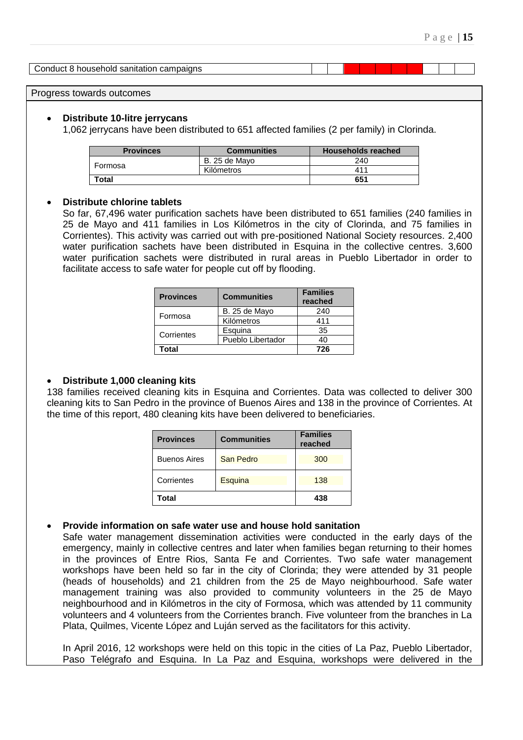| Conduct 8 household sanitation campaigns | | | | | | | | | | |
|---|---|---|---|---|---|---|---|---|---|---|

Progress towards outcomes

- **Distribute 10-litre jerrycans**

  1,062 jerrycans have been distributed to 651 affected families (2 per family) in Clorinda.

| Provinces | Communities | Households reached |
|---|---|---|
| Formosa | B. 25 de Mayo | 240 |
| | Kilómetros | 411 |
| **Total** | | **651** |

- **Distribute chlorine tablets**

  So far, 67,496 water purification sachets have been distributed to 651 families (240 families in 25 de Mayo and 411 families in Los Kilómetros in the city of Clorinda, and 75 families in Corrientes). This activity was carried out with pre-positioned National Society resources. 2,400 water purification sachets have been distributed in Esquina in the collective centres. 3,600 water purification sachets were distributed in rural areas in Pueblo Libertador in order to facilitate access to safe water for people cut off by flooding.

| Provinces | Communities | Families reached |
|---|---|---|
| Formosa | B. 25 de Mayo | 240 |
| | Kilómetros | 411 |
| Corrientes | Esquina | 35 |
| | Pueblo Libertador | 40 |
| **Total** | | **726** |

- **Distribute 1,000 cleaning kits**

138 families received cleaning kits in Esquina and Corrientes. Data was collected to deliver 300 cleaning kits to San Pedro in the province of Buenos Aires and 138 in the province of Corrientes. At the time of this report, 480 cleaning kits have been delivered to beneficiaries.

| Provinces | Communities | Families reached |
|---|---|---|
| Buenos Aires | San Pedro | 300 |
| Corrientes | Esquina | 138 |
| **Total** | | **438** |

- **Provide information on safe water use and house hold sanitation**

  Safe water management dissemination activities were conducted in the early days of the emergency, mainly in collective centres and later when families began returning to their homes in the provinces of Entre Rios, Santa Fe and Corrientes. Two safe water management workshops have been held so far in the city of Clorinda; they were attended by 31 people (heads of households) and 21 children from the 25 de Mayo neighbourhood. Safe water management training was also provided to community volunteers in the 25 de Mayo neighbourhood and in Kilómetros in the city of Formosa, which was attended by 11 community volunteers and 4 volunteers from the Corrientes branch. Five volunteer from the branches in La Plata, Quilmes, Vicente López and Luján served as the facilitators for this activity.

  In April 2016, 12 workshops were held on this topic in the cities of La Paz, Pueblo Libertador, Paso Telégrafo and Esquina. In La Paz and Esquina, workshops were delivered in the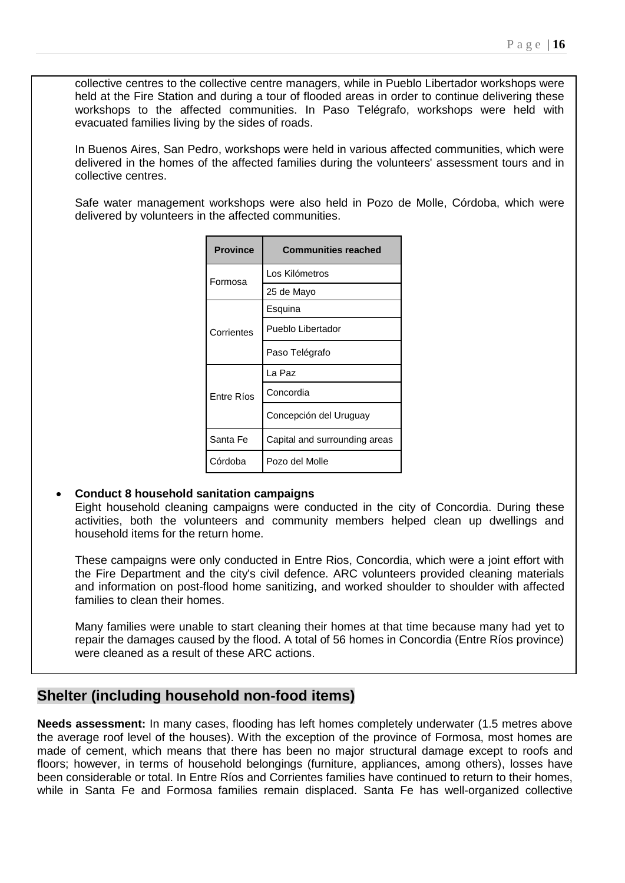collective centres to the collective centre managers, while in Pueblo Libertador workshops were held at the Fire Station and during a tour of flooded areas in order to continue delivering these workshops to the affected communities. In Paso Telégrafo, workshops were held with evacuated families living by the sides of roads.

In Buenos Aires, San Pedro, workshops were held in various affected communities, which were delivered in the homes of the affected families during the volunteers' assessment tours and in collective centres.

Safe water management workshops were also held in Pozo de Molle, Córdoba, which were delivered by volunteers in the affected communities.

| Province | Communities reached |
|---|---|
| Formosa | Los Kilómetros |
| | 25 de Mayo |
| Corrientes | Esquina |
| | Pueblo Libertador |
| | Paso Telégrafo |
| Entre Ríos | La Paz |
| | Concordia |
| | Concepción del Uruguay |
| Santa Fe | Capital and surrounding areas |
| Córdoba | Pozo del Molle |

- **Conduct 8 household sanitation campaigns**
  Eight household cleaning campaigns were conducted in the city of Concordia. During these activities, both the volunteers and community members helped clean up dwellings and household items for the return home.

  These campaigns were only conducted in Entre Rios, Concordia, which were a joint effort with the Fire Department and the city's civil defence. ARC volunteers provided cleaning materials and information on post-flood home sanitizing, and worked shoulder to shoulder with affected families to clean their homes.

  Many families were unable to start cleaning their homes at that time because many had yet to repair the damages caused by the flood. A total of 56 homes in Concordia (Entre Ríos province) were cleaned as a result of these ARC actions.

## Shelter (including household non-food items)

**Needs assessment:** In many cases, flooding has left homes completely underwater (1.5 metres above the average roof level of the houses). With the exception of the province of Formosa, most homes are made of cement, which means that there has been no major structural damage except to roofs and floors; however, in terms of household belongings (furniture, appliances, among others), losses have been considerable or total. In Entre Ríos and Corrientes families have continued to return to their homes, while in Santa Fe and Formosa families remain displaced. Santa Fe has well-organized collective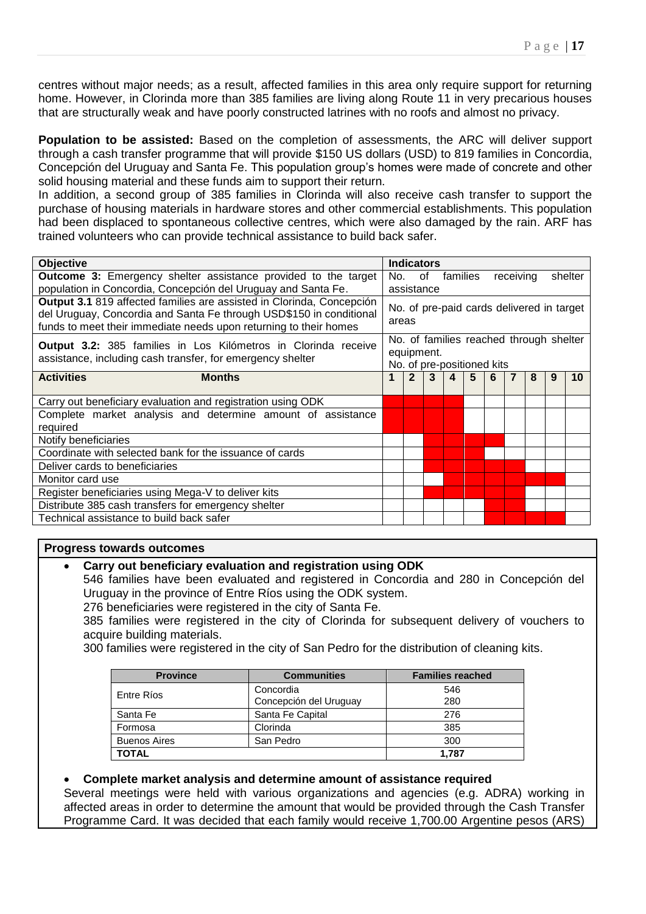centres without major needs; as a result, affected families in this area only require support for returning home. However, in Clorinda more than 385 families are living along Route 11 in very precarious houses that are structurally weak and have poorly constructed latrines with no roofs and almost no privacy.

**Population to be assisted:** Based on the completion of assessments, the ARC will deliver support through a cash transfer programme that will provide $150 US dollars (USD) to 819 families in Concordia, Concepción del Uruguay and Santa Fe. This population group's homes were made of concrete and other solid housing material and these funds aim to support their return.

In addition, a second group of 385 families in Clorinda will also receive cash transfer to support the purchase of housing materials in hardware stores and other commercial establishments. This population had been displaced to spontaneous collective centres, which were also damaged by the rain. ARF has trained volunteers who can provide technical assistance to build back safer.

| Objective | Indicators |
|---|---|
| **Outcome 3:** Emergency shelter assistance provided to the target population in Concordia, Concepción del Uruguay and Santa Fe. | No. of families receiving shelter assistance |
| **Output 3.1** 819 affected families are assisted in Clorinda, Concepción del Uruguay, Concordia and Santa Fe through USD$150 in conditional funds to meet their immediate needs upon returning to their homes | No. of pre-paid cards delivered in target areas |
| **Output 3.2:** 385 families in Los Kilómetros in Clorinda receive assistance, including cash transfer, for emergency shelter | No. of families reached through shelter equipment.<br>No. of pre-positioned kits |

| Activities | 1 | 2 | 3 | 4 | 5 | 6 | 7 | 8 | 9 | 10 |
|---|---|---|---|---|---|---|---|---|---|---|
| Carry out beneficiary evaluation and registration using ODK | ■ | ■ | ■ | ■ | | | | | | |
| Complete market analysis and determine amount of assistance required | ■ | ■ | ■ | ■ | | | | | | |
| Notify beneficiaries | | | ■ | ■ | ■ | ■ | | | | |
| Coordinate with selected bank for the issuance of cards | | | ■ | ■ | ■ | | | | | |
| Deliver cards to beneficiaries | | | ■ | ■ | ■ | ■ | ■ | | | |
| Monitor card use | | | | ■ | ■ | ■ | ■ | ■ | ■ | |
| Register beneficiaries using Mega-V to deliver kits | | | ■ | ■ | ■ | ■ | ■ | | | |
| Distribute 385 cash transfers for emergency shelter | | | | | | ■ | ■ | | | |
| Technical assistance to build back safer | | | | | | ■ | ■ | ■ | ■ | |

**Progress towards outcomes**

- **Carry out beneficiary evaluation and registration using ODK**

  546 families have been evaluated and registered in Concordia and 280 in Concepción del Uruguay in the province of Entre Ríos using the ODK system.

  276 beneficiaries were registered in the city of Santa Fe.

  385 families were registered in the city of Clorinda for subsequent delivery of vouchers to acquire building materials.

  300 families were registered in the city of San Pedro for the distribution of cleaning kits.

| Province | Communities | Families reached |
|---|---|---|
| Entre Ríos | Concordia | 546 |
| | Concepción del Uruguay | 280 |
| Santa Fe | Santa Fe Capital | 276 |
| Formosa | Clorinda | 385 |
| Buenos Aires | San Pedro | 300 |
| **TOTAL** | | **1,787** |

- **Complete market analysis and determine amount of assistance required**

Several meetings were held with various organizations and agencies (e.g. ADRA) working in affected areas in order to determine the amount that would be provided through the Cash Transfer Programme Card. It was decided that each family would receive 1,700.00 Argentine pesos (ARS)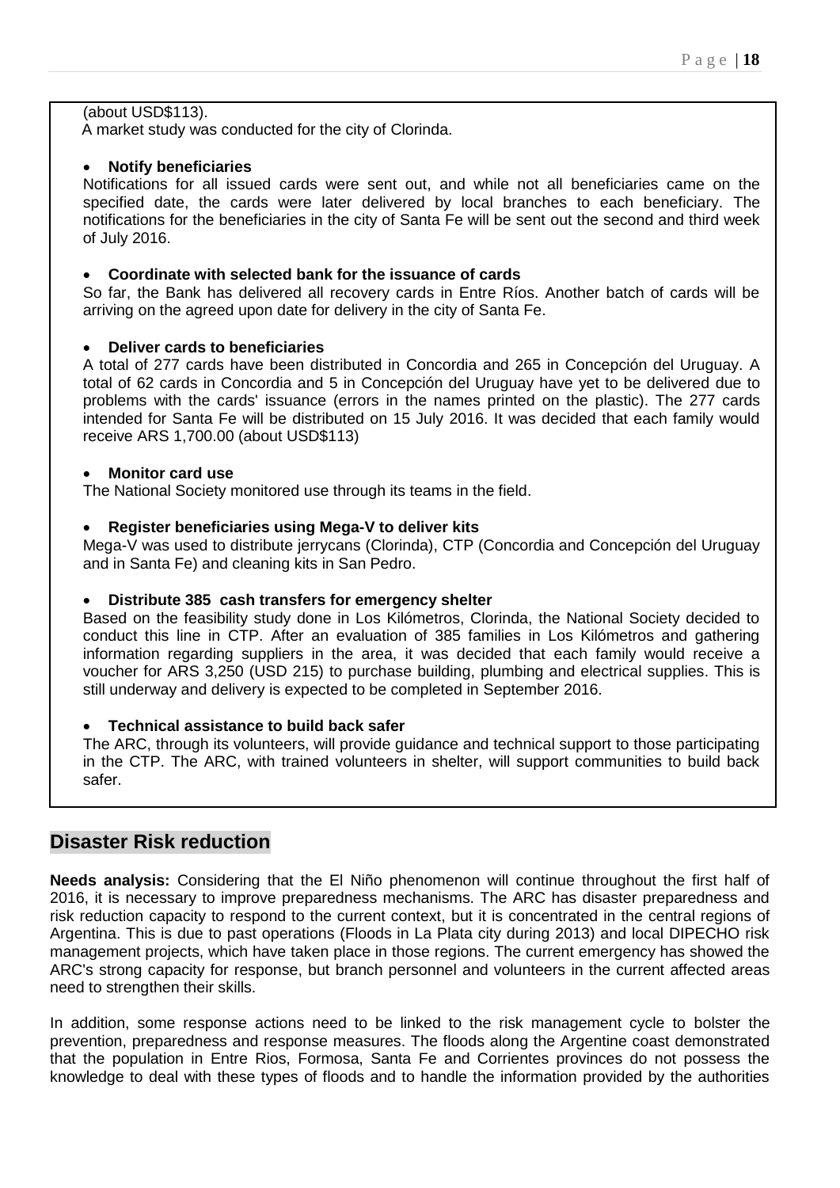(about USD$113).

A market study was conducted for the city of Clorinda.

- **Notify beneficiaries**

Notifications for all issued cards were sent out, and while not all beneficiaries came on the specified date, the cards were later delivered by local branches to each beneficiary. The notifications for the beneficiaries in the city of Santa Fe will be sent out the second and third week of July 2016.

- **Coordinate with selected bank for the issuance of cards**

So far, the Bank has delivered all recovery cards in Entre Ríos. Another batch of cards will be arriving on the agreed upon date for delivery in the city of Santa Fe.

- **Deliver cards to beneficiaries**

A total of 277 cards have been distributed in Concordia and 265 in Concepción del Uruguay. A total of 62 cards in Concordia and 5 in Concepción del Uruguay have yet to be delivered due to problems with the cards' issuance (errors in the names printed on the plastic). The 277 cards intended for Santa Fe will be distributed on 15 July 2016. It was decided that each family would receive ARS 1,700.00 (about USD$113)

- **Monitor card use**

The National Society monitored use through its teams in the field.

- **Register beneficiaries using Mega-V to deliver kits**

Mega-V was used to distribute jerrycans (Clorinda), CTP (Concordia and Concepción del Uruguay and in Santa Fe) and cleaning kits in San Pedro.

- **Distribute 385 cash transfers for emergency shelter**

Based on the feasibility study done in Los Kilómetros, Clorinda, the National Society decided to conduct this line in CTP. After an evaluation of 385 families in Los Kilómetros and gathering information regarding suppliers in the area, it was decided that each family would receive a voucher for ARS 3,250 (USD 215) to purchase building, plumbing and electrical supplies. This is still underway and delivery is expected to be completed in September 2016.

- **Technical assistance to build back safer**

The ARC, through its volunteers, will provide guidance and technical support to those participating in the CTP. The ARC, with trained volunteers in shelter, will support communities to build back safer.

## Disaster Risk reduction

**Needs analysis:** Considering that the El Niño phenomenon will continue throughout the first half of 2016, it is necessary to improve preparedness mechanisms. The ARC has disaster preparedness and risk reduction capacity to respond to the current context, but it is concentrated in the central regions of Argentina. This is due to past operations (Floods in La Plata city during 2013) and local DIPECHO risk management projects, which have taken place in those regions. The current emergency has showed the ARC's strong capacity for response, but branch personnel and volunteers in the current affected areas need to strengthen their skills.

In addition, some response actions need to be linked to the risk management cycle to bolster the prevention, preparedness and response measures. The floods along the Argentine coast demonstrated that the population in Entre Rios, Formosa, Santa Fe and Corrientes provinces do not possess the knowledge to deal with these types of floods and to handle the information provided by the authorities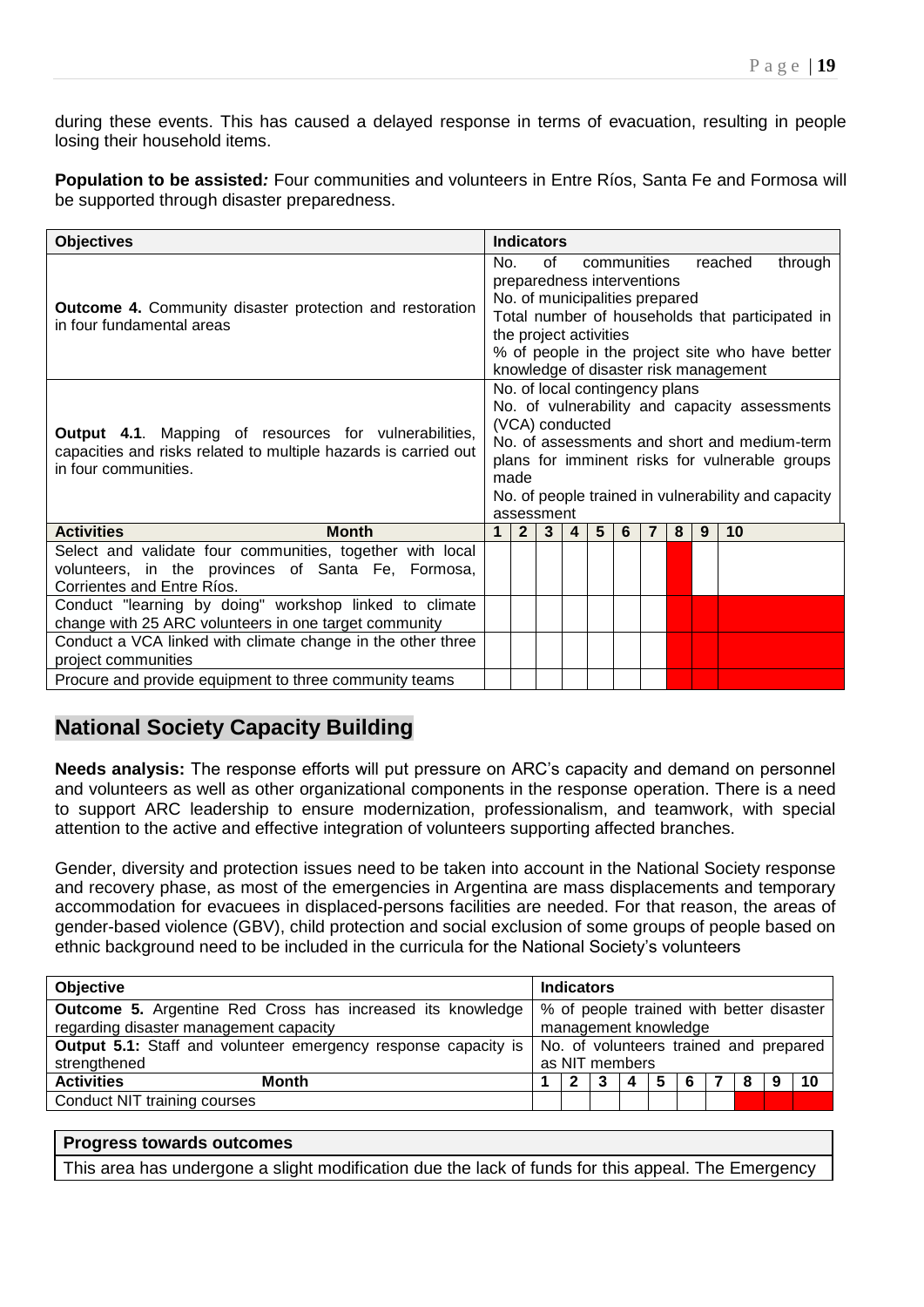during these events. This has caused a delayed response in terms of evacuation, resulting in people losing their household items.

**Population to be assisted:** Four communities and volunteers in Entre Ríos, Santa Fe and Formosa will be supported through disaster preparedness.

| Objectives | Indicators | | | | | | | | | |
|---|---|---|---|---|---|---|---|---|---|---|
| **Outcome 4.** Community disaster protection and restoration in four fundamental areas | No. of communities reached through preparedness interventions<br>No. of municipalities prepared<br>Total number of households that participated in the project activities<br>% of people in the project site who have better knowledge of disaster risk management | | | | | | | | | |
| **Output 4.1**. Mapping of resources for vulnerabilities, capacities and risks related to multiple hazards is carried out in four communities. | No. of local contingency plans<br>No. of vulnerability and capacity assessments (VCA) conducted<br>No. of assessments and short and medium-term plans for imminent risks for vulnerable groups made<br>No. of people trained in vulnerability and capacity assessment | | | | | | | | | |
| **Activities** **Month** | **1** | **2** | **3** | **4** | **5** | **6** | **7** | **8** | **9** | **10** |
| Select and validate four communities, together with local volunteers, in the provinces of Santa Fe, Formosa, Corrientes and Entre Ríos. | | | | | | | | X | | |
| Conduct "learning by doing" workshop linked to climate change with 25 ARC volunteers in one target community | | | | | | | | X | X | X |
| Conduct a VCA linked with climate change in the other three project communities | | | | | | | | X | X | X |
| Procure and provide equipment to three community teams | | | | | | | | X | X | X |

## National Society Capacity Building

**Needs analysis:** The response efforts will put pressure on ARC's capacity and demand on personnel and volunteers as well as other organizational components in the response operation. There is a need to support ARC leadership to ensure modernization, professionalism, and teamwork, with special attention to the active and effective integration of volunteers supporting affected branches.

Gender, diversity and protection issues need to be taken into account in the National Society response and recovery phase, as most of the emergencies in Argentina are mass displacements and temporary accommodation for evacuees in displaced-persons facilities are needed. For that reason, the areas of gender-based violence (GBV), child protection and social exclusion of some groups of people based on ethnic background need to be included in the curricula for the National Society's volunteers

| Objective | Indicators | | | | | | | | | |
|---|---|---|---|---|---|---|---|---|---|---|
| **Outcome 5.** Argentine Red Cross has increased its knowledge regarding disaster management capacity | % of people trained with better disaster management knowledge | | | | | | | | | |
| **Output 5.1:** Staff and volunteer emergency response capacity is strengthened | No. of volunteers trained and prepared as NIT members | | | | | | | | | |
| **Activities** **Month** | **1** | **2** | **3** | **4** | **5** | **6** | **7** | **8** | **9** | **10** |
| Conduct NIT training courses | | | | | | | | X | X | X |

| Progress towards outcomes |
|---|
| This area has undergone a slight modification due the lack of funds for this appeal. The Emergency |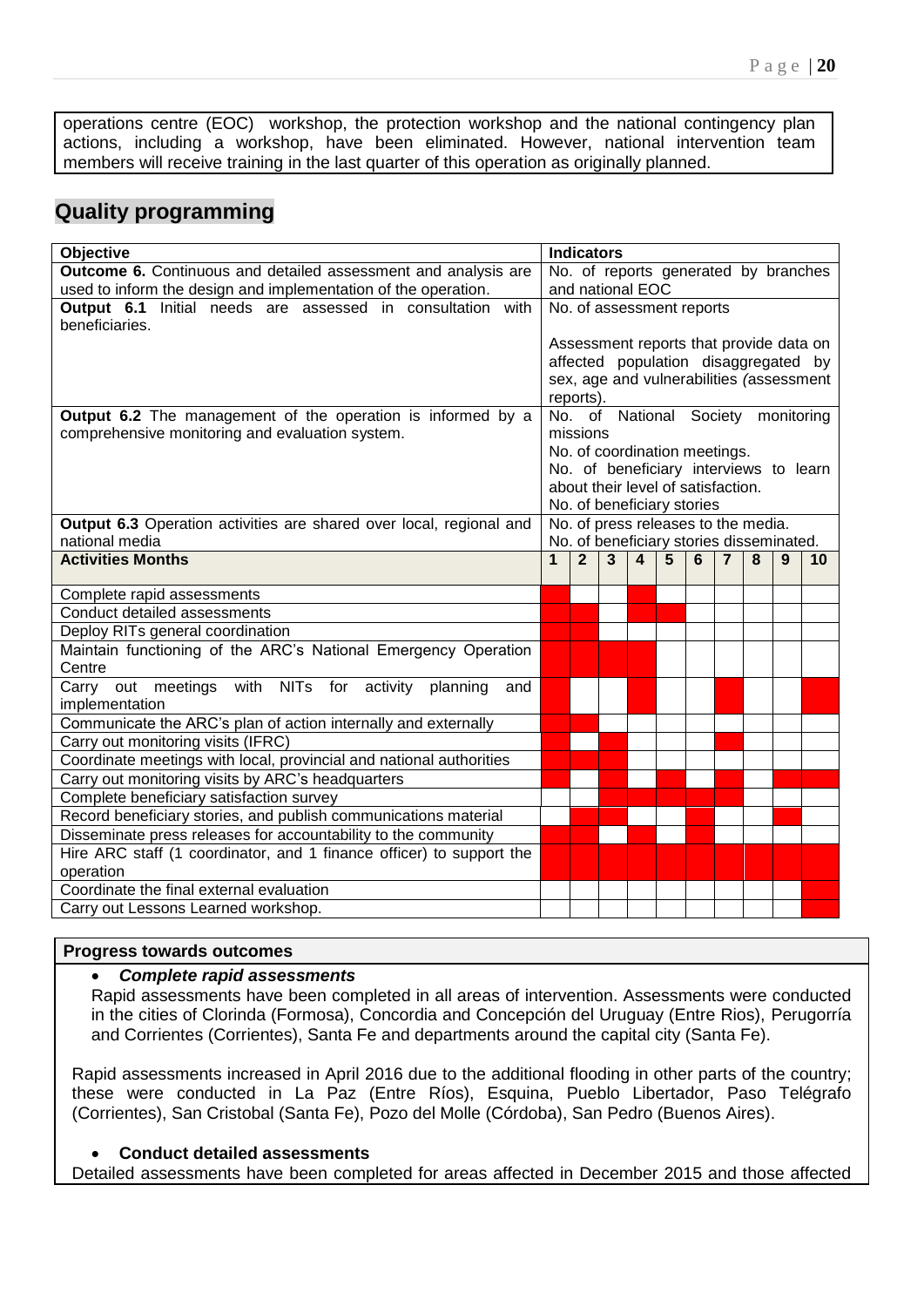operations centre (EOC) workshop, the protection workshop and the national contingency plan actions, including a workshop, have been eliminated. However, national intervention team members will receive training in the last quarter of this operation as originally planned.

## Quality programming

| Objective | Indicators | | | | | | | | | |
|---|---|---|---|---|---|---|---|---|---|---|
| **Outcome 6.** Continuous and detailed assessment and analysis are used to inform the design and implementation of the operation. | No. of reports generated by branches and national EOC | | | | | | | | | |
| **Output 6.1** Initial needs are assessed in consultation with beneficiaries. | No. of assessment reports<br><br>Assessment reports that provide data on affected population disaggregated by sex, age and vulnerabilities *(*assessment reports). | | | | | | | | | |
| **Output 6.2** The management of the operation is informed by a comprehensive monitoring and evaluation system. | No. of National Society monitoring missions<br>No. of coordination meetings.<br>No. of beneficiary interviews to learn about their level of satisfaction.<br>No. of beneficiary stories | | | | | | | | | |
| **Output 6.3** Operation activities are shared over local, regional and national media | No. of press releases to the media.<br>No. of beneficiary stories disseminated. | | | | | | | | | |
| **Activities Months** | **1** | **2** | **3** | **4** | **5** | **6** | **7** | **8** | **9** | **10** |
| Complete rapid assessments | X | | | X | | | | | | |
| Conduct detailed assessments | X | X | | X | X | | | | | |
| Deploy RITs general coordination | X | X | | | | | | | | |
| Maintain functioning of the ARC's National Emergency Operation Centre | X | X | X | X | | | | | | |
| Carry out meetings with NITs for activity planning and implementation | X | | | X | | | X | | | X |
| Communicate the ARC's plan of action internally and externally | X | X | | | | | | | | |
| Carry out monitoring visits (IFRC) | X | | X | | | | X | | | |
| Coordinate meetings with local, provincial and national authorities | X | X | X | | | | | | | |
| Carry out monitoring visits by ARC's headquarters | X | | X | | X | | X | | X | X |
| Complete beneficiary satisfaction survey | | | X | X | X | X | X | | | |
| Record beneficiary stories, and publish communications material | | X | X | | | X | | | X | |
| Disseminate press releases for accountability to the community | X | X | | X | | X | | | | |
| Hire ARC staff (1 coordinator, and 1 finance officer) to support the operation | X | X | X | X | X | X | X | X | X | X |
| Coordinate the final external evaluation | | | | | | | | | | X |
| Carry out Lessons Learned workshop. | | | | | | | | | | X |

**Progress towards outcomes**

- ***Complete rapid assessments***

Rapid assessments have been completed in all areas of intervention. Assessments were conducted in the cities of Clorinda (Formosa), Concordia and Concepción del Uruguay (Entre Rios), Perugorría and Corrientes (Corrientes), Santa Fe and departments around the capital city (Santa Fe).

Rapid assessments increased in April 2016 due to the additional flooding in other parts of the country; these were conducted in La Paz (Entre Ríos), Esquina, Pueblo Libertador, Paso Telégrafo (Corrientes), San Cristobal (Santa Fe), Pozo del Molle (Córdoba), San Pedro (Buenos Aires).

- **Conduct detailed assessments**

Detailed assessments have been completed for areas affected in December 2015 and those affected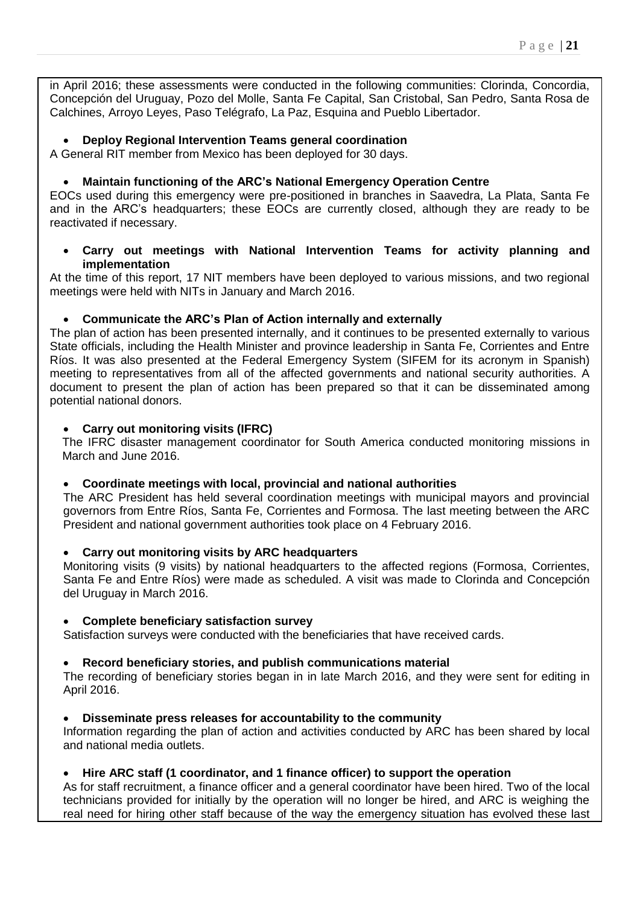in April 2016; these assessments were conducted in the following communities: Clorinda, Concordia, Concepción del Uruguay, Pozo del Molle, Santa Fe Capital, San Cristobal, San Pedro, Santa Rosa de Calchines, Arroyo Leyes, Paso Telégrafo, La Paz, Esquina and Pueblo Libertador.

- **Deploy Regional Intervention Teams general coordination**

A General RIT member from Mexico has been deployed for 30 days.

- **Maintain functioning of the ARC's National Emergency Operation Centre**

EOCs used during this emergency were pre-positioned in branches in Saavedra, La Plata, Santa Fe and in the ARC's headquarters; these EOCs are currently closed, although they are ready to be reactivated if necessary.

- **Carry out meetings with National Intervention Teams for activity planning and implementation**

At the time of this report, 17 NIT members have been deployed to various missions, and two regional meetings were held with NITs in January and March 2016.

- **Communicate the ARC's Plan of Action internally and externally**

The plan of action has been presented internally, and it continues to be presented externally to various State officials, including the Health Minister and province leadership in Santa Fe, Corrientes and Entre Ríos. It was also presented at the Federal Emergency System (SIFEM for its acronym in Spanish) meeting to representatives from all of the affected governments and national security authorities. A document to present the plan of action has been prepared so that it can be disseminated among potential national donors.

- **Carry out monitoring visits (IFRC)**

The IFRC disaster management coordinator for South America conducted monitoring missions in March and June 2016.

- **Coordinate meetings with local, provincial and national authorities**

The ARC President has held several coordination meetings with municipal mayors and provincial governors from Entre Ríos, Santa Fe, Corrientes and Formosa. The last meeting between the ARC President and national government authorities took place on 4 February 2016.

- **Carry out monitoring visits by ARC headquarters**

Monitoring visits (9 visits) by national headquarters to the affected regions (Formosa, Corrientes, Santa Fe and Entre Ríos) were made as scheduled. A visit was made to Clorinda and Concepción del Uruguay in March 2016.

- **Complete beneficiary satisfaction survey**

Satisfaction surveys were conducted with the beneficiaries that have received cards.

- **Record beneficiary stories, and publish communications material**

The recording of beneficiary stories began in in late March 2016, and they were sent for editing in April 2016.

- **Disseminate press releases for accountability to the community**

Information regarding the plan of action and activities conducted by ARC has been shared by local and national media outlets.

- **Hire ARC staff (1 coordinator, and 1 finance officer) to support the operation**

As for staff recruitment, a finance officer and a general coordinator have been hired. Two of the local technicians provided for initially by the operation will no longer be hired, and ARC is weighing the real need for hiring other staff because of the way the emergency situation has evolved these last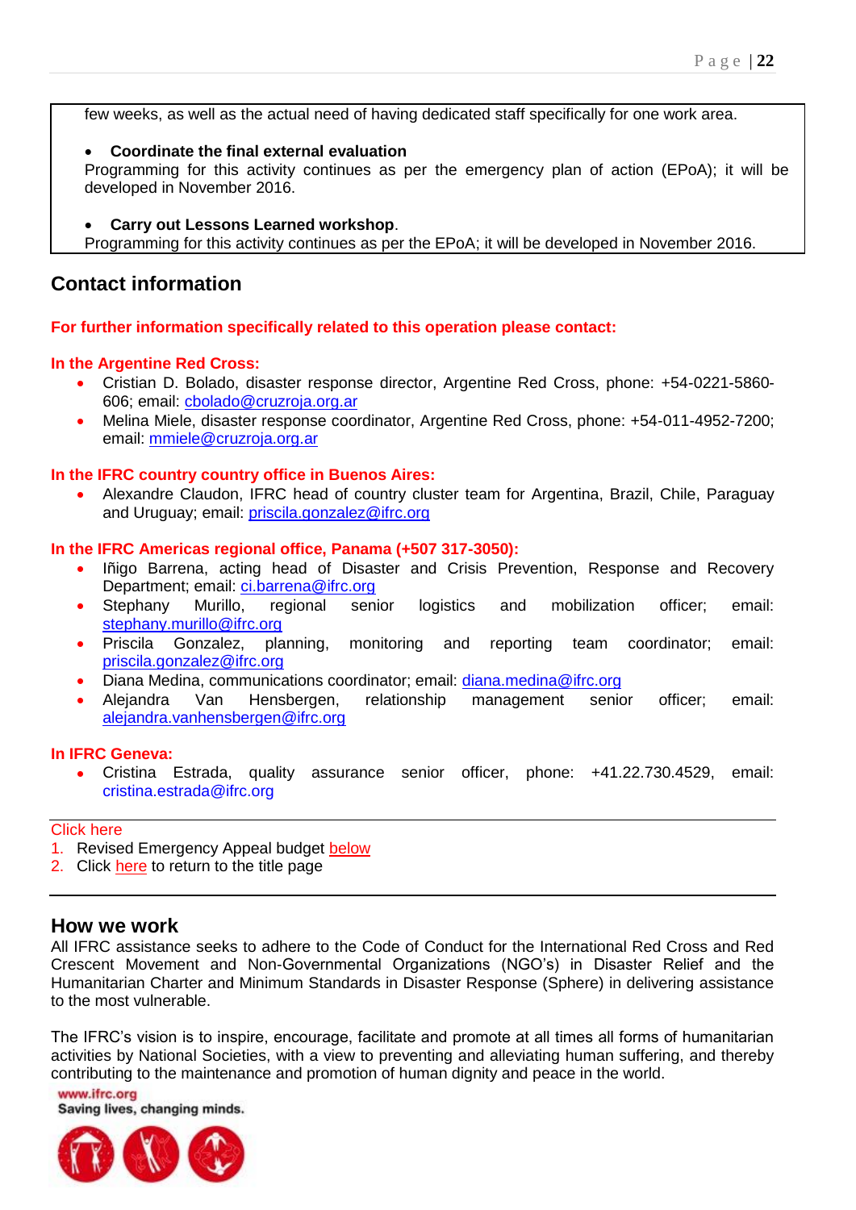few weeks, as well as the actual need of having dedicated staff specifically for one work area.

- **Coordinate the final external evaluation**

Programming for this activity continues as per the emergency plan of action (EPoA); it will be developed in November 2016.

- **Carry out Lessons Learned workshop**.

Programming for this activity continues as per the EPoA; it will be developed in November 2016.

## Contact information

**For further information specifically related to this operation please contact:**

**In the Argentine Red Cross:**

- Cristian D. Bolado, disaster response director, Argentine Red Cross, phone: +54-0221-5860-606; email: cbolado@cruzroja.org.ar
- Melina Miele, disaster response coordinator, Argentine Red Cross, phone: +54-011-4952-7200; email: mmiele@cruzroja.org.ar

**In the IFRC country country office in Buenos Aires:**

- Alexandre Claudon, IFRC head of country cluster team for Argentina, Brazil, Chile, Paraguay and Uruguay; email: priscila.gonzalez@ifrc.org

**In the IFRC Americas regional office, Panama (+507 317-3050):**

- Iñigo Barrena, acting head of Disaster and Crisis Prevention, Response and Recovery Department; email: ci.barrena@ifrc.org
- Stephany Murillo, regional senior logistics and mobilization officer; email: stephany.murillo@ifrc.org
- Priscila Gonzalez, planning, monitoring and reporting team coordinator; email: priscila.gonzalez@ifrc.org
- Diana Medina, communications coordinator; email: diana.medina@ifrc.org
- Alejandra Van Hensbergen, relationship management senior officer; email: alejandra.vanhensbergen@ifrc.org

**In IFRC Geneva:**

- Cristina Estrada, quality assurance senior officer, phone: +41.22.730.4529, email: cristina.estrada@ifrc.org

Click here

1. Revised Emergency Appeal budget below
2. Click here to return to the title page

## How we work

All IFRC assistance seeks to adhere to the Code of Conduct for the International Red Cross and Red Crescent Movement and Non-Governmental Organizations (NGO's) in Disaster Relief and the Humanitarian Charter and Minimum Standards in Disaster Response (Sphere) in delivering assistance to the most vulnerable.

The IFRC's vision is to inspire, encourage, facilitate and promote at all times all forms of humanitarian activities by National Societies, with a view to preventing and alleviating human suffering, and thereby contributing to the maintenance and promotion of human dignity and peace in the world.

www.ifrc.org
Saving lives, changing minds.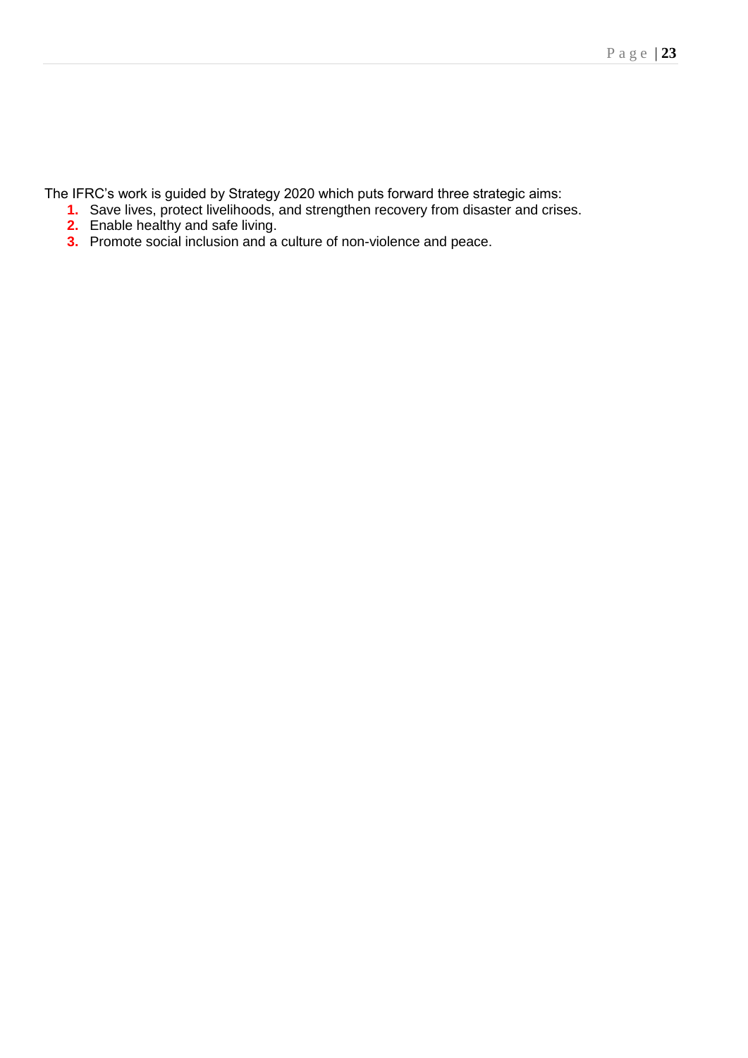The IFRC's work is guided by Strategy 2020 which puts forward three strategic aims:

1. Save lives, protect livelihoods, and strengthen recovery from disaster and crises.
2. Enable healthy and safe living.
3. Promote social inclusion and a culture of non-violence and peace.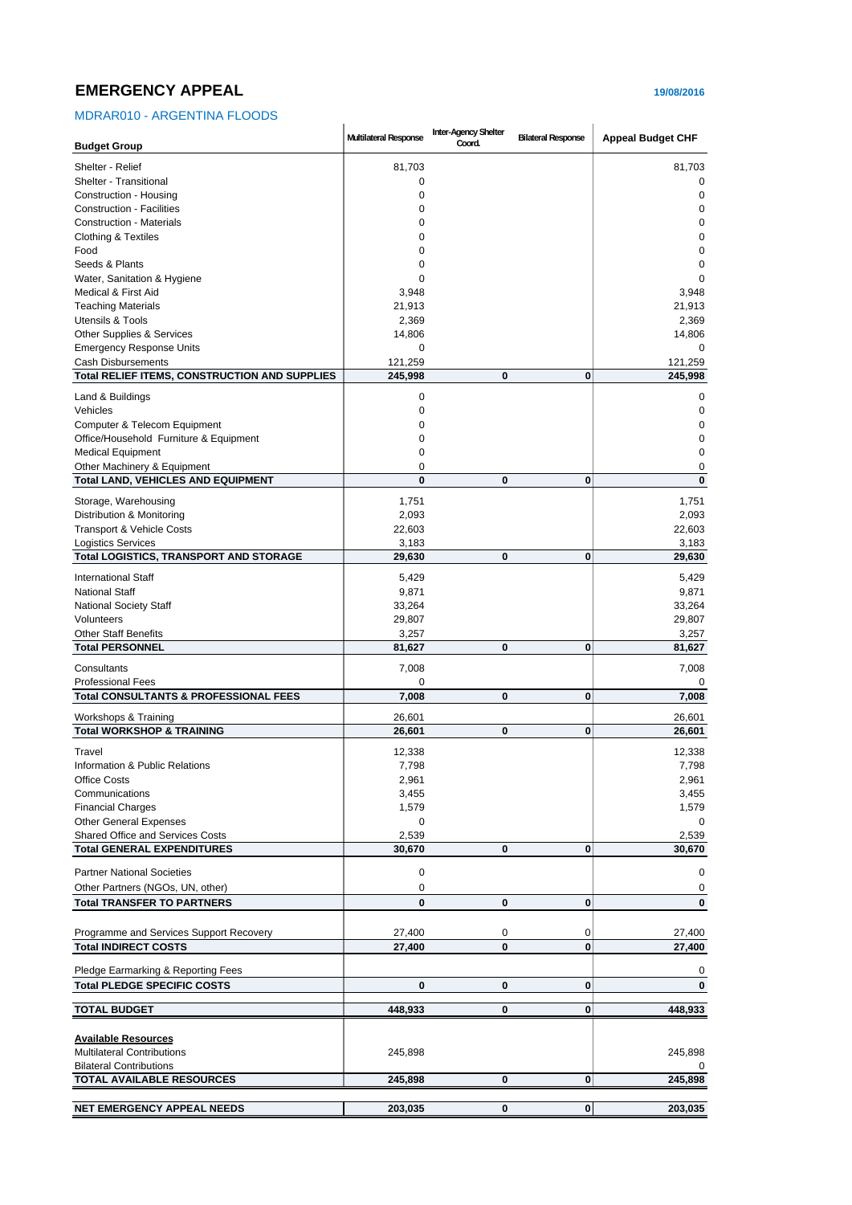# EMERGENCY APPEAL

19/08/2016

## MDRAR010 - ARGENTINA FLOODS

| Budget Group | Multilateral Response | Inter-Agency Shelter Coord. | Bilateral Response | Appeal Budget CHF |
|---|---|---|---|---|
| Shelter - Relief | 81,703 | | | 81,703 |
| Shelter - Transitional | 0 | | | 0 |
| Construction - Housing | 0 | | | 0 |
| Construction - Facilities | 0 | | | 0 |
| Construction - Materials | 0 | | | 0 |
| Clothing & Textiles | 0 | | | 0 |
| Food | 0 | | | 0 |
| Seeds & Plants | 0 | | | 0 |
| Water, Sanitation & Hygiene | 0 | | | 0 |
| Medical & First Aid | 3,948 | | | 3,948 |
| Teaching Materials | 21,913 | | | 21,913 |
| Utensils & Tools | 2,369 | | | 2,369 |
| Other Supplies & Services | 14,806 | | | 14,806 |
| Emergency Response Units | 0 | | | 0 |
| Cash Disbursements | 121,259 | | | 121,259 |
| **Total RELIEF ITEMS, CONSTRUCTION AND SUPPLIES** | **245,998** | **0** | **0** | **245,998** |
| Land & Buildings | 0 | | | 0 |
| Vehicles | 0 | | | 0 |
| Computer & Telecom Equipment | 0 | | | 0 |
| Office/Household Furniture & Equipment | 0 | | | 0 |
| Medical Equipment | 0 | | | 0 |
| Other Machinery & Equipment | 0 | | | 0 |
| **Total LAND, VEHICLES AND EQUIPMENT** | **0** | **0** | **0** | **0** |
| Storage, Warehousing | 1,751 | | | 1,751 |
| Distribution & Monitoring | 2,093 | | | 2,093 |
| Transport & Vehicle Costs | 22,603 | | | 22,603 |
| Logistics Services | 3,183 | | | 3,183 |
| **Total LOGISTICS, TRANSPORT AND STORAGE** | **29,630** | **0** | **0** | **29,630** |
| International Staff | 5,429 | | | 5,429 |
| National Staff | 9,871 | | | 9,871 |
| National Society Staff | 33,264 | | | 33,264 |
| Volunteers | 29,807 | | | 29,807 |
| Other Staff Benefits | 3,257 | | | 3,257 |
| **Total PERSONNEL** | **81,627** | **0** | **0** | **81,627** |
| Consultants | 7,008 | | | 7,008 |
| Professional Fees | 0 | | | 0 |
| **Total CONSULTANTS & PROFESSIONAL FEES** | **7,008** | **0** | **0** | **7,008** |
| Workshops & Training | 26,601 | | | 26,601 |
| **Total WORKSHOP & TRAINING** | **26,601** | **0** | **0** | **26,601** |
| Travel | 12,338 | | | 12,338 |
| Information & Public Relations | 7,798 | | | 7,798 |
| Office Costs | 2,961 | | | 2,961 |
| Communications | 3,455 | | | 3,455 |
| Financial Charges | 1,579 | | | 1,579 |
| Other General Expenses | 0 | | | 0 |
| Shared Office and Services Costs | 2,539 | | | 2,539 |
| **Total GENERAL EXPENDITURES** | **30,670** | **0** | **0** | **30,670** |
| Partner National Societies | 0 | | | 0 |
| Other Partners (NGOs, UN, other) | 0 | | | 0 |
| **Total TRANSFER TO PARTNERS** | **0** | **0** | **0** | **0** |
| Programme and Services Support Recovery | 27,400 | 0 | 0 | 27,400 |
| **Total INDIRECT COSTS** | **27,400** | **0** | **0** | **27,400** |
| Pledge Earmarking & Reporting Fees | | | | 0 |
| **Total PLEDGE SPECIFIC COSTS** | **0** | **0** | **0** | **0** |
| **TOTAL BUDGET** | **448,933** | **0** | **0** | **448,933** |
| **Available Resources** | | | | |
| Multilateral Contributions | 245,898 | | | 245,898 |
| Bilateral Contributions | | | | 0 |
| **TOTAL AVAILABLE RESOURCES** | **245,898** | **0** | **0** | **245,898** |
| **NET EMERGENCY APPEAL NEEDS** | **203,035** | **0** | **0** | **203,035** |